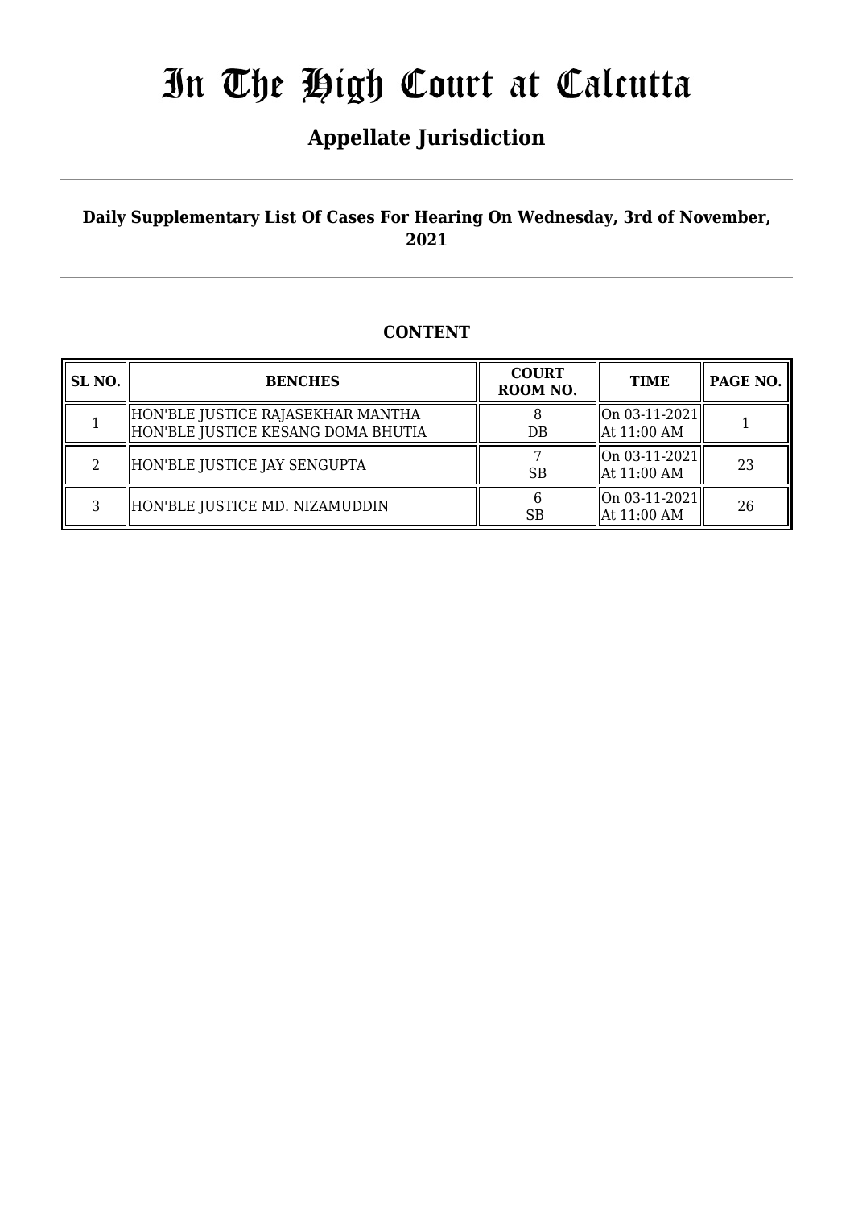# In The High Court at Calcutta

## Appellate Jurisdiction

**Daily Supplementary List Of Cases For Hearing On Wednesday, 3rd of November, 2021**

### CONTENT

| SL NO. | BENCHES | COURT ROOM NO. | TIME | PAGE NO. |
|---|---|---|---|---|
| 1 | HON'BLE JUSTICE RAJASEKHAR MANTHA<br>HON'BLE JUSTICE KESANG DOMA BHUTIA | 8<br>DB | On 03-11-2021<br>At 11:00 AM | 1 |
| 2 | HON'BLE JUSTICE JAY SENGUPTA | 7<br>SB | On 03-11-2021<br>At 11:00 AM | 23 |
| 3 | HON'BLE JUSTICE MD. NIZAMUDDIN | 6<br>SB | On 03-11-2021<br>At 11:00 AM | 26 |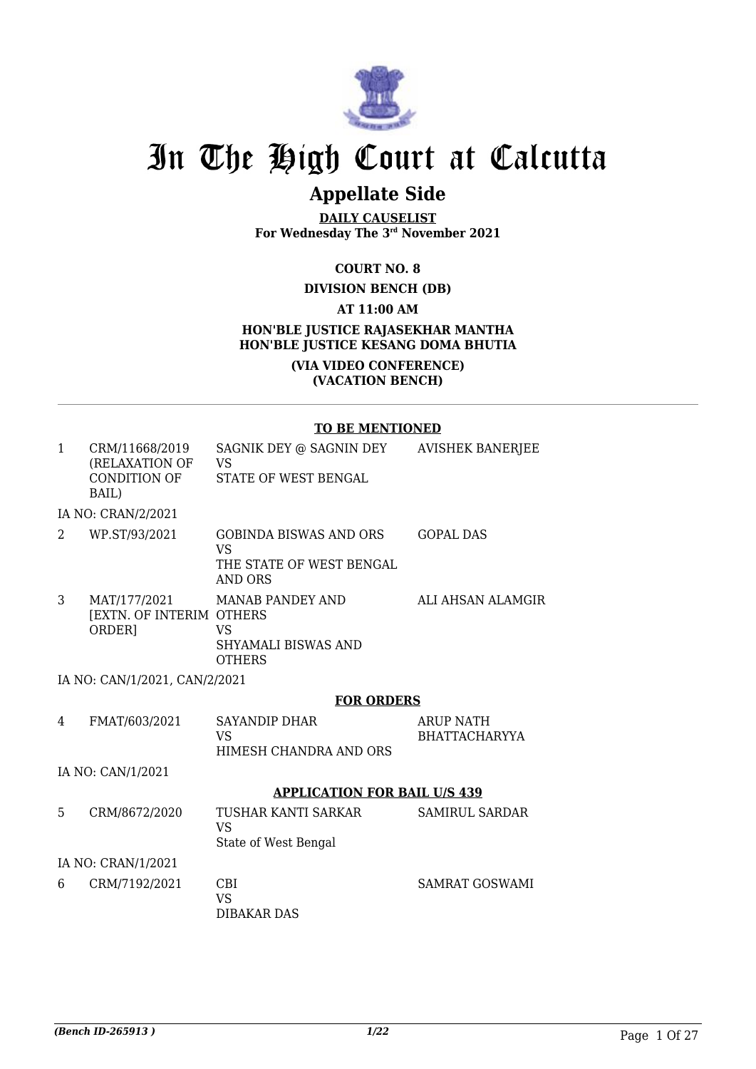# In The High Court at Calcutta

## Appellate Side

**DAILY CAUSELIST**
**For Wednesday The 3rd November 2021**

**COURT NO. 8**

**DIVISION BENCH (DB)**

**AT 11:00 AM**

**HON'BLE JUSTICE RAJASEKHAR MANTHA**
**HON'BLE JUSTICE KESANG DOMA BHUTIA**

**(VIA VIDEO CONFERENCE)**
**(VACATION BENCH)**

### TO BE MENTIONED

| | | | |
|---|---|---|---|
| 1 | CRM/11668/2019 (RELAXATION OF CONDITION OF BAIL) | SAGNIK DEY @ SAGNIN DEY VS STATE OF WEST BENGAL | AVISHEK BANERJEE |
| | IA NO: CRAN/2/2021 | | |
| 2 | WP.ST/93/2021 | GOBINDA BISWAS AND ORS VS THE STATE OF WEST BENGAL AND ORS | GOPAL DAS |
| 3 | MAT/177/2021 [EXTN. OF INTERIM ORDER] | MANAB PANDEY AND OTHERS VS SHYAMALI BISWAS AND OTHERS | ALI AHSAN ALAMGIR |
| | IA NO: CAN/1/2021, CAN/2/2021 | | |

### FOR ORDERS

| | | | |
|---|---|---|---|
| 4 | FMAT/603/2021 | SAYANDIP DHAR VS HIMESH CHANDRA AND ORS | ARUP NATH BHATTACHARYYA |
| | IA NO: CAN/1/2021 | | |

### APPLICATION FOR BAIL U/S 439

| | | | |
|---|---|---|---|
| 5 | CRM/8672/2020 | TUSHAR KANTI SARKAR VS State of West Bengal | SAMIRUL SARDAR |
| | IA NO: CRAN/1/2021 | | |
| 6 | CRM/7192/2021 | CBI VS DIBAKAR DAS | SAMRAT GOSWAMI |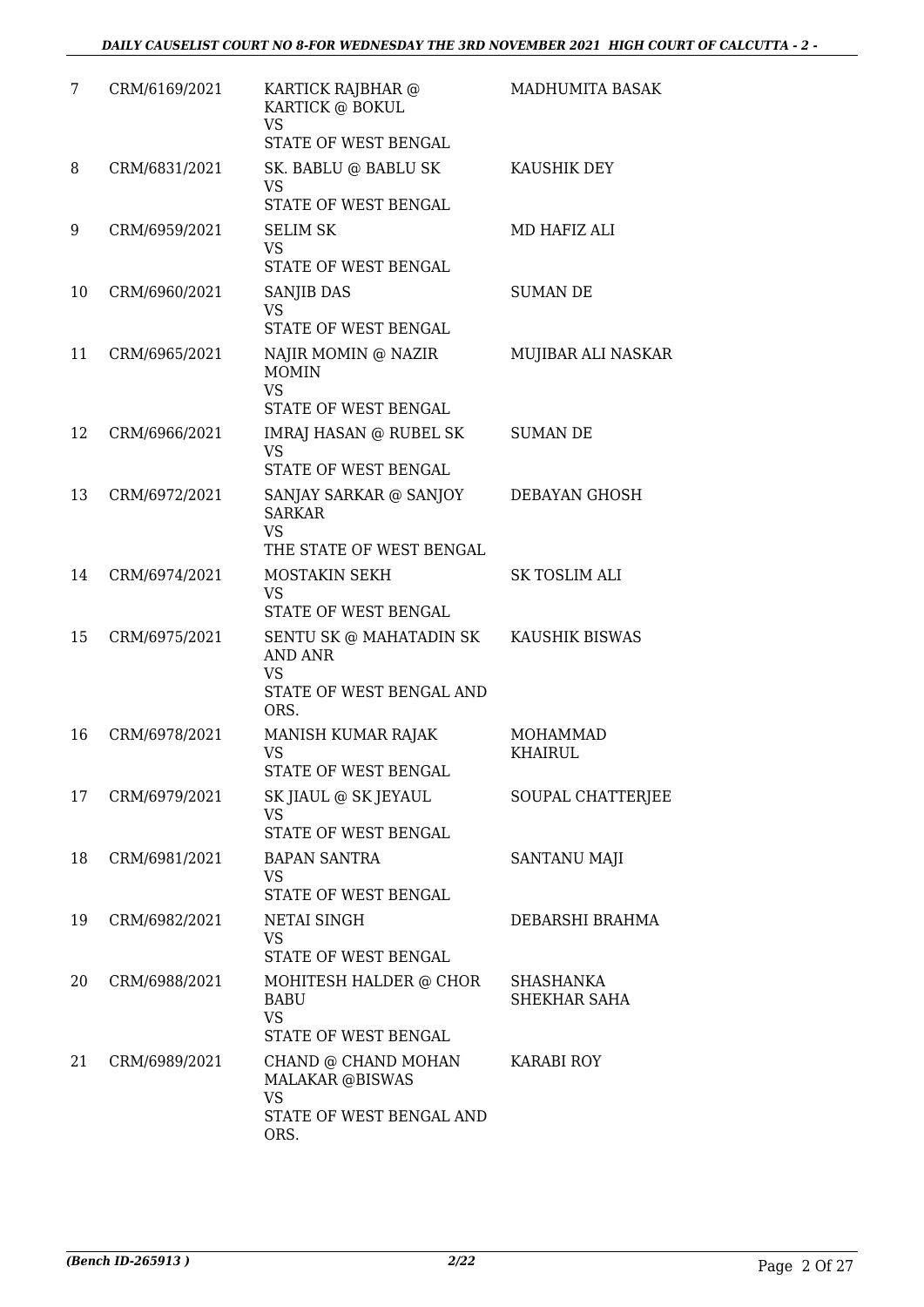| 7 | CRM/6169/2021 | KARTICK RAJBHAR @ KARTICK @ BOKUL<br>VS<br>STATE OF WEST BENGAL | MADHUMITA BASAK |
|---|---|---|---|
| 8 | CRM/6831/2021 | SK. BABLU @ BABLU SK<br>VS<br>STATE OF WEST BENGAL | KAUSHIK DEY |
| 9 | CRM/6959/2021 | SELIM SK<br>VS<br>STATE OF WEST BENGAL | MD HAFIZ ALI |
| 10 | CRM/6960/2021 | SANJIB DAS<br>VS<br>STATE OF WEST BENGAL | SUMAN DE |
| 11 | CRM/6965/2021 | NAJIR MOMIN @ NAZIR MOMIN<br>VS<br>STATE OF WEST BENGAL | MUJIBAR ALI NASKAR |
| 12 | CRM/6966/2021 | IMRAJ HASAN @ RUBEL SK<br>VS<br>STATE OF WEST BENGAL | SUMAN DE |
| 13 | CRM/6972/2021 | SANJAY SARKAR @ SANJOY SARKAR<br>VS<br>THE STATE OF WEST BENGAL | DEBAYAN GHOSH |
| 14 | CRM/6974/2021 | MOSTAKIN SEKH<br>VS<br>STATE OF WEST BENGAL | SK TOSLIM ALI |
| 15 | CRM/6975/2021 | SENTU SK @ MAHATADIN SK AND ANR<br>VS<br>STATE OF WEST BENGAL AND ORS. | KAUSHIK BISWAS |
| 16 | CRM/6978/2021 | MANISH KUMAR RAJAK<br>VS<br>STATE OF WEST BENGAL | MOHAMMAD KHAIRUL |
| 17 | CRM/6979/2021 | SK JIAUL @ SK JEYAUL<br>VS<br>STATE OF WEST BENGAL | SOUPAL CHATTERJEE |
| 18 | CRM/6981/2021 | BAPAN SANTRA<br>VS<br>STATE OF WEST BENGAL | SANTANU MAJI |
| 19 | CRM/6982/2021 | NETAI SINGH<br>VS<br>STATE OF WEST BENGAL | DEBARSHI BRAHMA |
| 20 | CRM/6988/2021 | MOHITESH HALDER @ CHOR BABU<br>VS<br>STATE OF WEST BENGAL | SHASHANKA SHEKHAR SAHA |
| 21 | CRM/6989/2021 | CHAND @ CHAND MOHAN MALAKAR @BISWAS<br>VS<br>STATE OF WEST BENGAL AND ORS. | KARABI ROY |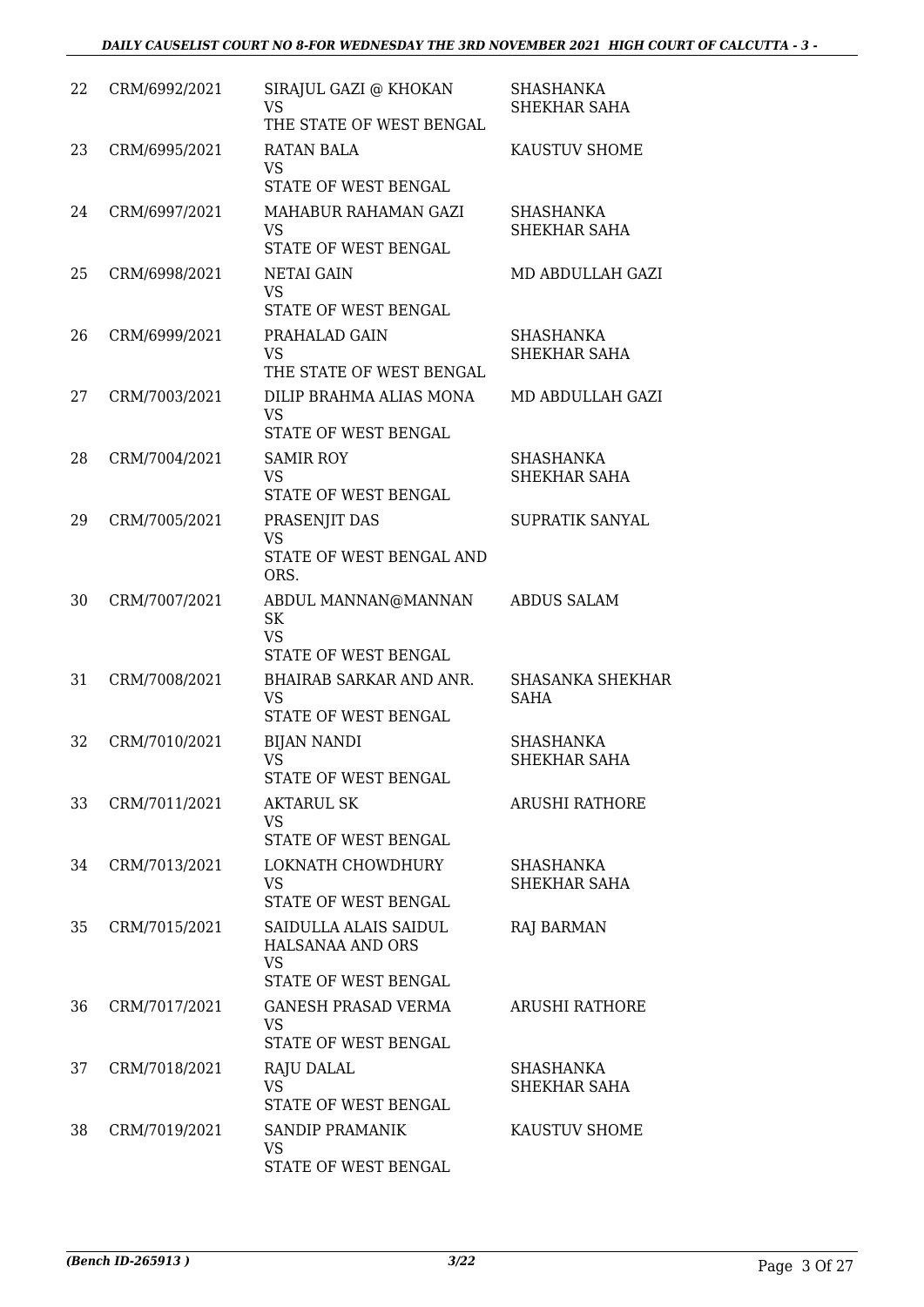| 22 | CRM/6992/2021 | SIRAJUL GAZI @ KHOKAN<br>VS<br>THE STATE OF WEST BENGAL | SHASHANKA SHEKHAR SAHA |
|---|---|---|---|
| 23 | CRM/6995/2021 | RATAN BALA<br>VS<br>STATE OF WEST BENGAL | KAUSTUV SHOME |
| 24 | CRM/6997/2021 | MAHABUR RAHAMAN GAZI<br>VS<br>STATE OF WEST BENGAL | SHASHANKA SHEKHAR SAHA |
| 25 | CRM/6998/2021 | NETAI GAIN<br>VS<br>STATE OF WEST BENGAL | MD ABDULLAH GAZI |
| 26 | CRM/6999/2021 | PRAHALAD GAIN<br>VS<br>THE STATE OF WEST BENGAL | SHASHANKA SHEKHAR SAHA |
| 27 | CRM/7003/2021 | DILIP BRAHMA ALIAS MONA<br>VS<br>STATE OF WEST BENGAL | MD ABDULLAH GAZI |
| 28 | CRM/7004/2021 | SAMIR ROY<br>VS<br>STATE OF WEST BENGAL | SHASHANKA SHEKHAR SAHA |
| 29 | CRM/7005/2021 | PRASENJIT DAS<br>VS<br>STATE OF WEST BENGAL AND ORS. | SUPRATIK SANYAL |
| 30 | CRM/7007/2021 | ABDUL MANNAN@MANNAN SK<br>VS<br>STATE OF WEST BENGAL | ABDUS SALAM |
| 31 | CRM/7008/2021 | BHAIRAB SARKAR AND ANR.<br>VS<br>STATE OF WEST BENGAL | SHASANKA SHEKHAR SAHA |
| 32 | CRM/7010/2021 | BIJAN NANDI<br>VS<br>STATE OF WEST BENGAL | SHASHANKA SHEKHAR SAHA |
| 33 | CRM/7011/2021 | AKTARUL SK<br>VS<br>STATE OF WEST BENGAL | ARUSHI RATHORE |
| 34 | CRM/7013/2021 | LOKNATH CHOWDHURY<br>VS<br>STATE OF WEST BENGAL | SHASHANKA SHEKHAR SAHA |
| 35 | CRM/7015/2021 | SAIDULLA ALAIS SAIDUL HALSANAA AND ORS<br>VS<br>STATE OF WEST BENGAL | RAJ BARMAN |
| 36 | CRM/7017/2021 | GANESH PRASAD VERMA<br>VS<br>STATE OF WEST BENGAL | ARUSHI RATHORE |
| 37 | CRM/7018/2021 | RAJU DALAL<br>VS<br>STATE OF WEST BENGAL | SHASHANKA SHEKHAR SAHA |
| 38 | CRM/7019/2021 | SANDIP PRAMANIK<br>VS<br>STATE OF WEST BENGAL | KAUSTUV SHOME |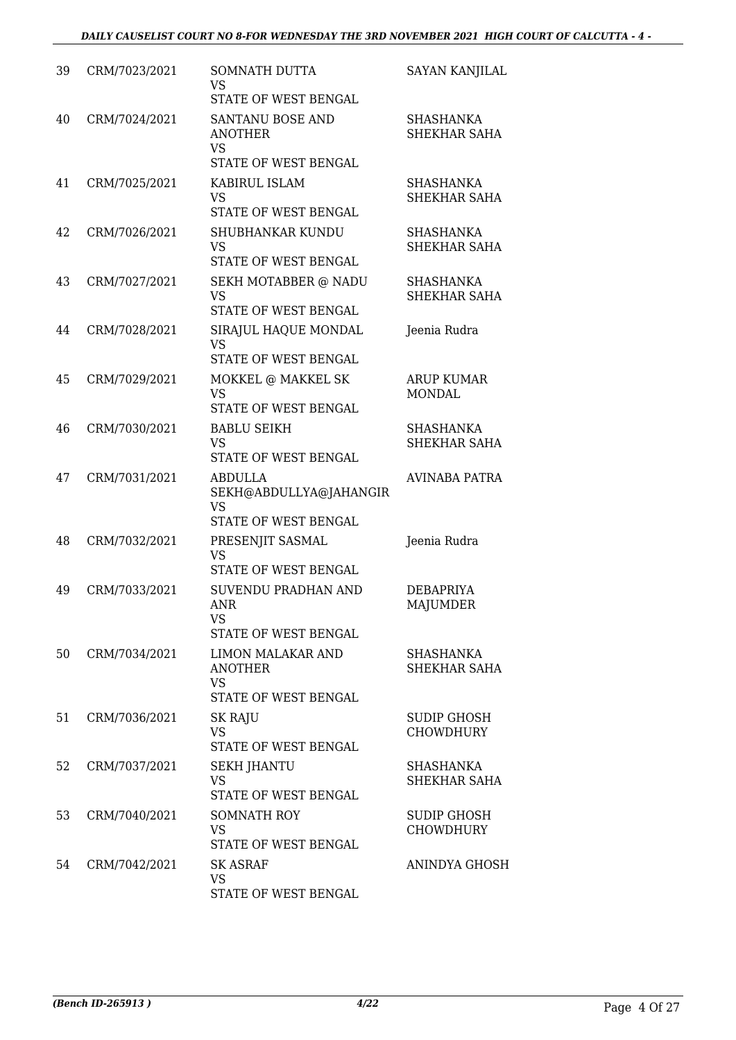| | | | |
|---|---|---|---|
| 39 | CRM/7023/2021 | SOMNATH DUTTA<br>VS<br>STATE OF WEST BENGAL | SAYAN KANJILAL |
| 40 | CRM/7024/2021 | SANTANU BOSE AND ANOTHER<br>VS<br>STATE OF WEST BENGAL | SHASHANKA SHEKHAR SAHA |
| 41 | CRM/7025/2021 | KABIRUL ISLAM<br>VS<br>STATE OF WEST BENGAL | SHASHANKA SHEKHAR SAHA |
| 42 | CRM/7026/2021 | SHUBHANKAR KUNDU<br>VS<br>STATE OF WEST BENGAL | SHASHANKA SHEKHAR SAHA |
| 43 | CRM/7027/2021 | SEKH MOTABBER @ NADU<br>VS<br>STATE OF WEST BENGAL | SHASHANKA SHEKHAR SAHA |
| 44 | CRM/7028/2021 | SIRAJUL HAQUE MONDAL<br>VS<br>STATE OF WEST BENGAL | Jeenia Rudra |
| 45 | CRM/7029/2021 | MOKKEL @ MAKKEL SK<br>VS<br>STATE OF WEST BENGAL | ARUP KUMAR MONDAL |
| 46 | CRM/7030/2021 | BABLU SEIKH<br>VS<br>STATE OF WEST BENGAL | SHASHANKA SHEKHAR SAHA |
| 47 | CRM/7031/2021 | ABDULLA SEKH@ABDULLYA@JAHANGIR<br>VS<br>STATE OF WEST BENGAL | AVINABA PATRA |
| 48 | CRM/7032/2021 | PRESENJIT SASMAL<br>VS<br>STATE OF WEST BENGAL | Jeenia Rudra |
| 49 | CRM/7033/2021 | SUVENDU PRADHAN AND ANR<br>VS<br>STATE OF WEST BENGAL | DEBAPRIYA MAJUMDER |
| 50 | CRM/7034/2021 | LIMON MALAKAR AND ANOTHER<br>VS<br>STATE OF WEST BENGAL | SHASHANKA SHEKHAR SAHA |
| 51 | CRM/7036/2021 | SK RAJU<br>VS<br>STATE OF WEST BENGAL | SUDIP GHOSH CHOWDHURY |
| 52 | CRM/7037/2021 | SEKH JHANTU<br>VS<br>STATE OF WEST BENGAL | SHASHANKA SHEKHAR SAHA |
| 53 | CRM/7040/2021 | SOMNATH ROY<br>VS<br>STATE OF WEST BENGAL | SUDIP GHOSH CHOWDHURY |
| 54 | CRM/7042/2021 | SK ASRAF<br>VS<br>STATE OF WEST BENGAL | ANINDYA GHOSH |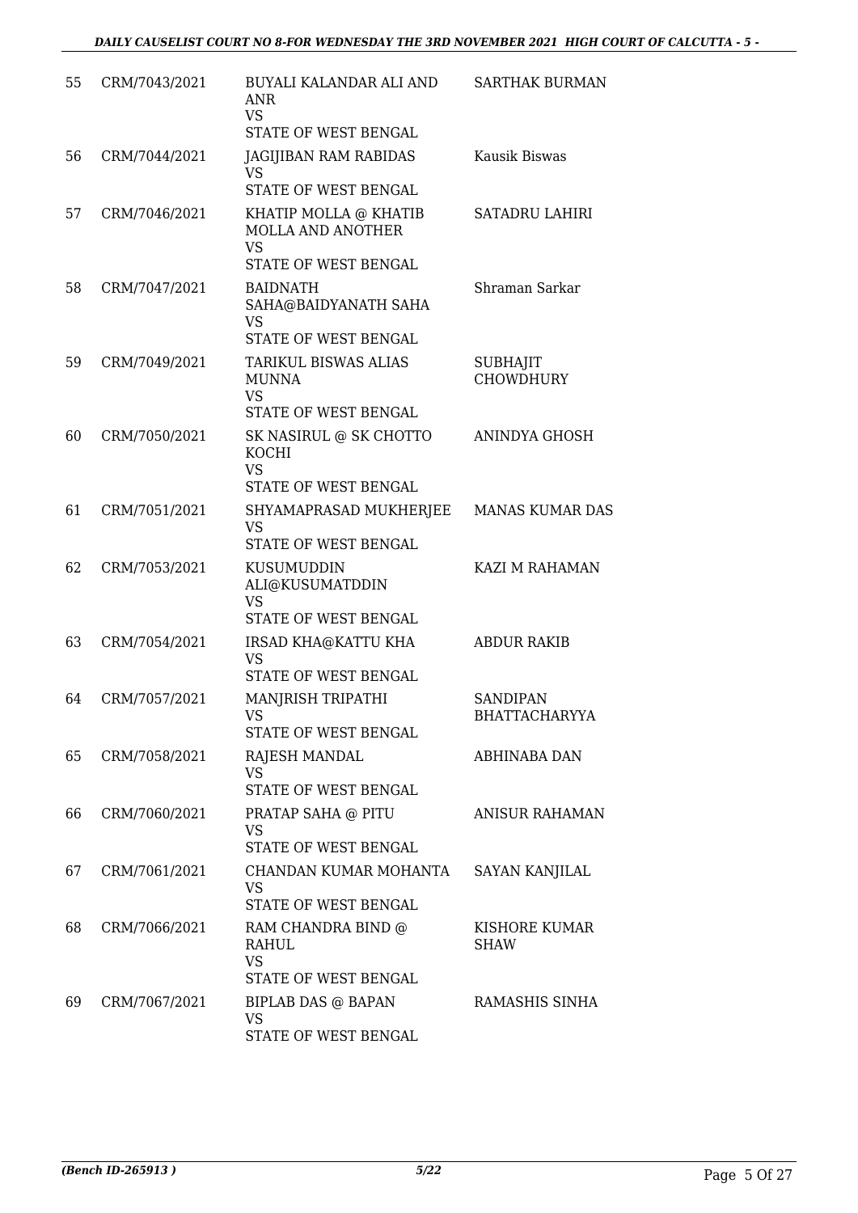| 55 | CRM/7043/2021 | BUYALI KALANDAR ALI AND ANR<br>VS<br>STATE OF WEST BENGAL | SARTHAK BURMAN |
|---|---|---|---|
| 56 | CRM/7044/2021 | JAGIJIBAN RAM RABIDAS<br>VS<br>STATE OF WEST BENGAL | Kausik Biswas |
| 57 | CRM/7046/2021 | KHATIP MOLLA @ KHATIB MOLLA AND ANOTHER<br>VS<br>STATE OF WEST BENGAL | SATADRU LAHIRI |
| 58 | CRM/7047/2021 | BAIDNATH SAHA@BAIDYANATH SAHA<br>VS<br>STATE OF WEST BENGAL | Shraman Sarkar |
| 59 | CRM/7049/2021 | TARIKUL BISWAS ALIAS MUNNA<br>VS<br>STATE OF WEST BENGAL | SUBHAJIT CHOWDHURY |
| 60 | CRM/7050/2021 | SK NASIRUL @ SK CHOTTO KOCHI<br>VS<br>STATE OF WEST BENGAL | ANINDYA GHOSH |
| 61 | CRM/7051/2021 | SHYAMAPRASAD MUKHERJEE<br>VS<br>STATE OF WEST BENGAL | MANAS KUMAR DAS |
| 62 | CRM/7053/2021 | KUSUMUDDIN ALI@KUSUMATDDIN<br>VS<br>STATE OF WEST BENGAL | KAZI M RAHAMAN |
| 63 | CRM/7054/2021 | IRSAD KHA@KATTU KHA<br>VS<br>STATE OF WEST BENGAL | ABDUR RAKIB |
| 64 | CRM/7057/2021 | MANJRISH TRIPATHI<br>VS<br>STATE OF WEST BENGAL | SANDIPAN BHATTACHARYYA |
| 65 | CRM/7058/2021 | RAJESH MANDAL<br>VS<br>STATE OF WEST BENGAL | ABHINABA DAN |
| 66 | CRM/7060/2021 | PRATAP SAHA @ PITU<br>VS<br>STATE OF WEST BENGAL | ANISUR RAHAMAN |
| 67 | CRM/7061/2021 | CHANDAN KUMAR MOHANTA<br>VS<br>STATE OF WEST BENGAL | SAYAN KANJILAL |
| 68 | CRM/7066/2021 | RAM CHANDRA BIND @ RAHUL<br>VS<br>STATE OF WEST BENGAL | KISHORE KUMAR SHAW |
| 69 | CRM/7067/2021 | BIPLAB DAS @ BAPAN<br>VS<br>STATE OF WEST BENGAL | RAMASHIS SINHA |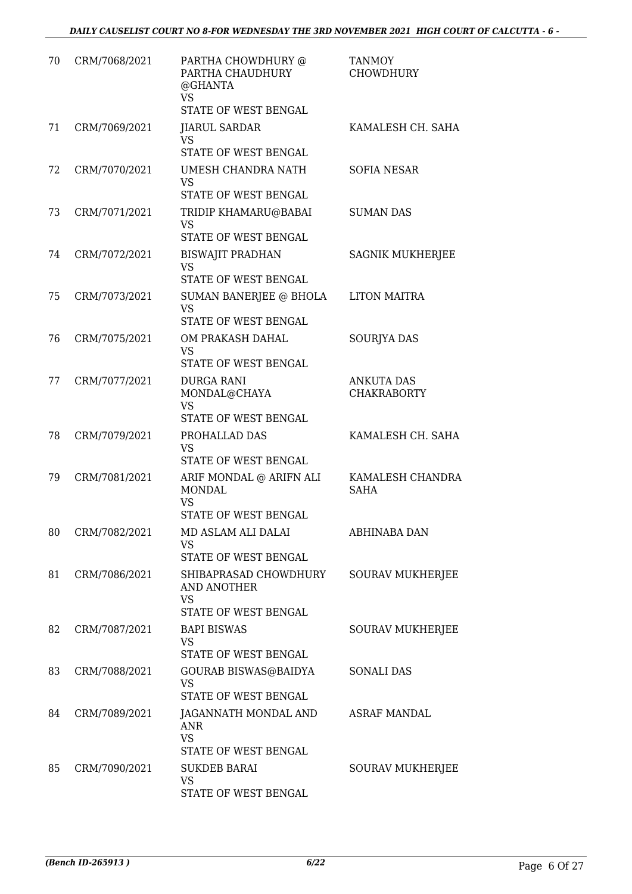| 70 | CRM/7068/2021 | PARTHA CHOWDHURY @ PARTHA CHAUDHURY @GHANTA<br>VS<br>STATE OF WEST BENGAL | TANMOY CHOWDHURY |
|---|---|---|---|
| 71 | CRM/7069/2021 | JIARUL SARDAR<br>VS<br>STATE OF WEST BENGAL | KAMALESH CH. SAHA |
| 72 | CRM/7070/2021 | UMESH CHANDRA NATH<br>VS<br>STATE OF WEST BENGAL | SOFIA NESAR |
| 73 | CRM/7071/2021 | TRIDIP KHAMARU@BABAI<br>VS<br>STATE OF WEST BENGAL | SUMAN DAS |
| 74 | CRM/7072/2021 | BISWAJIT PRADHAN<br>VS<br>STATE OF WEST BENGAL | SAGNIK MUKHERJEE |
| 75 | CRM/7073/2021 | SUMAN BANERJEE @ BHOLA<br>VS<br>STATE OF WEST BENGAL | LITON MAITRA |
| 76 | CRM/7075/2021 | OM PRAKASH DAHAL<br>VS<br>STATE OF WEST BENGAL | SOURJYA DAS |
| 77 | CRM/7077/2021 | DURGA RANI MONDAL@CHAYA<br>VS<br>STATE OF WEST BENGAL | ANKUTA DAS CHAKRABORTY |
| 78 | CRM/7079/2021 | PROHALLAD DAS<br>VS<br>STATE OF WEST BENGAL | KAMALESH CH. SAHA |
| 79 | CRM/7081/2021 | ARIF MONDAL @ ARIFN ALI MONDAL<br>VS<br>STATE OF WEST BENGAL | KAMALESH CHANDRA SAHA |
| 80 | CRM/7082/2021 | MD ASLAM ALI DALAI<br>VS<br>STATE OF WEST BENGAL | ABHINABA DAN |
| 81 | CRM/7086/2021 | SHIBAPRASAD CHOWDHURY AND ANOTHER<br>VS<br>STATE OF WEST BENGAL | SOURAV MUKHERJEE |
| 82 | CRM/7087/2021 | BAPI BISWAS<br>VS<br>STATE OF WEST BENGAL | SOURAV MUKHERJEE |
| 83 | CRM/7088/2021 | GOURAB BISWAS@BAIDYA<br>VS<br>STATE OF WEST BENGAL | SONALI DAS |
| 84 | CRM/7089/2021 | JAGANNATH MONDAL AND ANR<br>VS<br>STATE OF WEST BENGAL | ASRAF MANDAL |
| 85 | CRM/7090/2021 | SUKDEB BARAI<br>VS<br>STATE OF WEST BENGAL | SOURAV MUKHERJEE |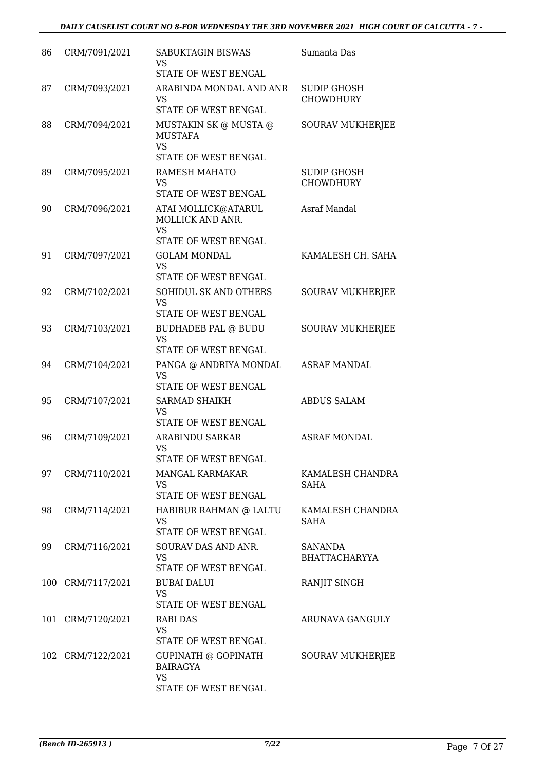| | | | |
|---|---|---|---|
| 86 | CRM/7091/2021 | SABUKTAGIN BISWAS<br>VS<br>STATE OF WEST BENGAL | Sumanta Das |
| 87 | CRM/7093/2021 | ARABINDA MONDAL AND ANR<br>VS<br>STATE OF WEST BENGAL | SUDIP GHOSH CHOWDHURY |
| 88 | CRM/7094/2021 | MUSTAKIN SK @ MUSTA @ MUSTAFA<br>VS<br>STATE OF WEST BENGAL | SOURAV MUKHERJEE |
| 89 | CRM/7095/2021 | RAMESH MAHATO<br>VS<br>STATE OF WEST BENGAL | SUDIP GHOSH CHOWDHURY |
| 90 | CRM/7096/2021 | ATAI MOLLICK@ATARUL MOLLICK AND ANR.<br>VS<br>STATE OF WEST BENGAL | Asraf Mandal |
| 91 | CRM/7097/2021 | GOLAM MONDAL<br>VS<br>STATE OF WEST BENGAL | KAMALESH CH. SAHA |
| 92 | CRM/7102/2021 | SOHIDUL SK AND OTHERS<br>VS<br>STATE OF WEST BENGAL | SOURAV MUKHERJEE |
| 93 | CRM/7103/2021 | BUDHADEB PAL @ BUDU<br>VS<br>STATE OF WEST BENGAL | SOURAV MUKHERJEE |
| 94 | CRM/7104/2021 | PANGA @ ANDRIYA MONDAL<br>VS<br>STATE OF WEST BENGAL | ASRAF MANDAL |
| 95 | CRM/7107/2021 | SARMAD SHAIKH<br>VS<br>STATE OF WEST BENGAL | ABDUS SALAM |
| 96 | CRM/7109/2021 | ARABINDU SARKAR<br>VS<br>STATE OF WEST BENGAL | ASRAF MONDAL |
| 97 | CRM/7110/2021 | MANGAL KARMAKAR<br>VS<br>STATE OF WEST BENGAL | KAMALESH CHANDRA SAHA |
| 98 | CRM/7114/2021 | HABIBUR RAHMAN @ LALTU<br>VS<br>STATE OF WEST BENGAL | KAMALESH CHANDRA SAHA |
| 99 | CRM/7116/2021 | SOURAV DAS AND ANR.<br>VS<br>STATE OF WEST BENGAL | SANANDA BHATTACHARYYA |
| 100 | CRM/7117/2021 | BUBAI DALUI<br>VS<br>STATE OF WEST BENGAL | RANJIT SINGH |
| 101 | CRM/7120/2021 | RABI DAS<br>VS<br>STATE OF WEST BENGAL | ARUNAVA GANGULY |
| 102 | CRM/7122/2021 | GUPINATH @ GOPINATH BAIRAGYA<br>VS<br>STATE OF WEST BENGAL | SOURAV MUKHERJEE |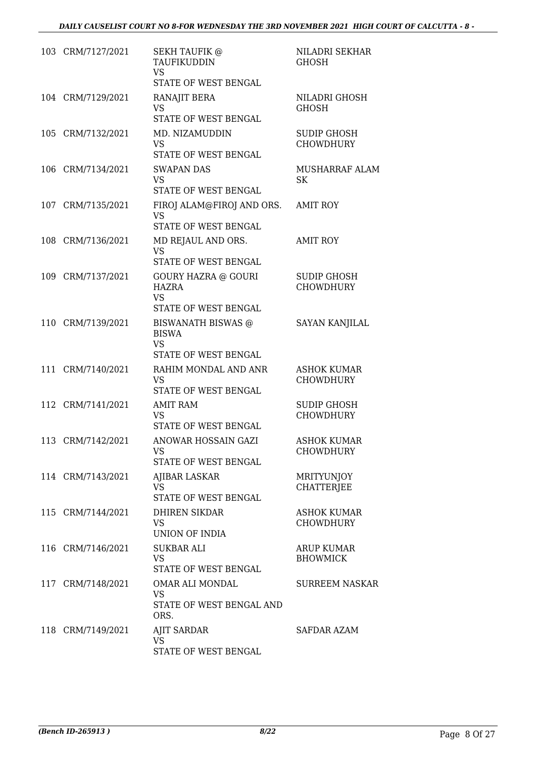| | | | |
|---|---|---|---|
| 103 | CRM/7127/2021 | SEKH TAUFIK @ TAUFIKUDDIN<br>VS<br>STATE OF WEST BENGAL | NILADRI SEKHAR GHOSH |
| 104 | CRM/7129/2021 | RANAJIT BERA<br>VS<br>STATE OF WEST BENGAL | NILADRI GHOSH GHOSH |
| 105 | CRM/7132/2021 | MD. NIZAMUDDIN<br>VS<br>STATE OF WEST BENGAL | SUDIP GHOSH CHOWDHURY |
| 106 | CRM/7134/2021 | SWAPAN DAS<br>VS<br>STATE OF WEST BENGAL | MUSHARRAF ALAM SK |
| 107 | CRM/7135/2021 | FIROJ ALAM@FIROJ AND ORS.<br>VS<br>STATE OF WEST BENGAL | AMIT ROY |
| 108 | CRM/7136/2021 | MD REJAUL AND ORS.<br>VS<br>STATE OF WEST BENGAL | AMIT ROY |
| 109 | CRM/7137/2021 | GOURY HAZRA @ GOURI HAZRA<br>VS<br>STATE OF WEST BENGAL | SUDIP GHOSH CHOWDHURY |
| 110 | CRM/7139/2021 | BISWANATH BISWAS @ BISWA<br>VS<br>STATE OF WEST BENGAL | SAYAN KANJILAL |
| 111 | CRM/7140/2021 | RAHIM MONDAL AND ANR<br>VS<br>STATE OF WEST BENGAL | ASHOK KUMAR CHOWDHURY |
| 112 | CRM/7141/2021 | AMIT RAM<br>VS<br>STATE OF WEST BENGAL | SUDIP GHOSH CHOWDHURY |
| 113 | CRM/7142/2021 | ANOWAR HOSSAIN GAZI<br>VS<br>STATE OF WEST BENGAL | ASHOK KUMAR CHOWDHURY |
| 114 | CRM/7143/2021 | AJIBAR LASKAR<br>VS<br>STATE OF WEST BENGAL | MRITYUNJOY CHATTERJEE |
| 115 | CRM/7144/2021 | DHIREN SIKDAR<br>VS<br>UNION OF INDIA | ASHOK KUMAR CHOWDHURY |
| 116 | CRM/7146/2021 | SUKBAR ALI<br>VS<br>STATE OF WEST BENGAL | ARUP KUMAR BHOWMICK |
| 117 | CRM/7148/2021 | OMAR ALI MONDAL<br>VS<br>STATE OF WEST BENGAL AND ORS. | SURREEM NASKAR |
| 118 | CRM/7149/2021 | AJIT SARDAR<br>VS<br>STATE OF WEST BENGAL | SAFDAR AZAM |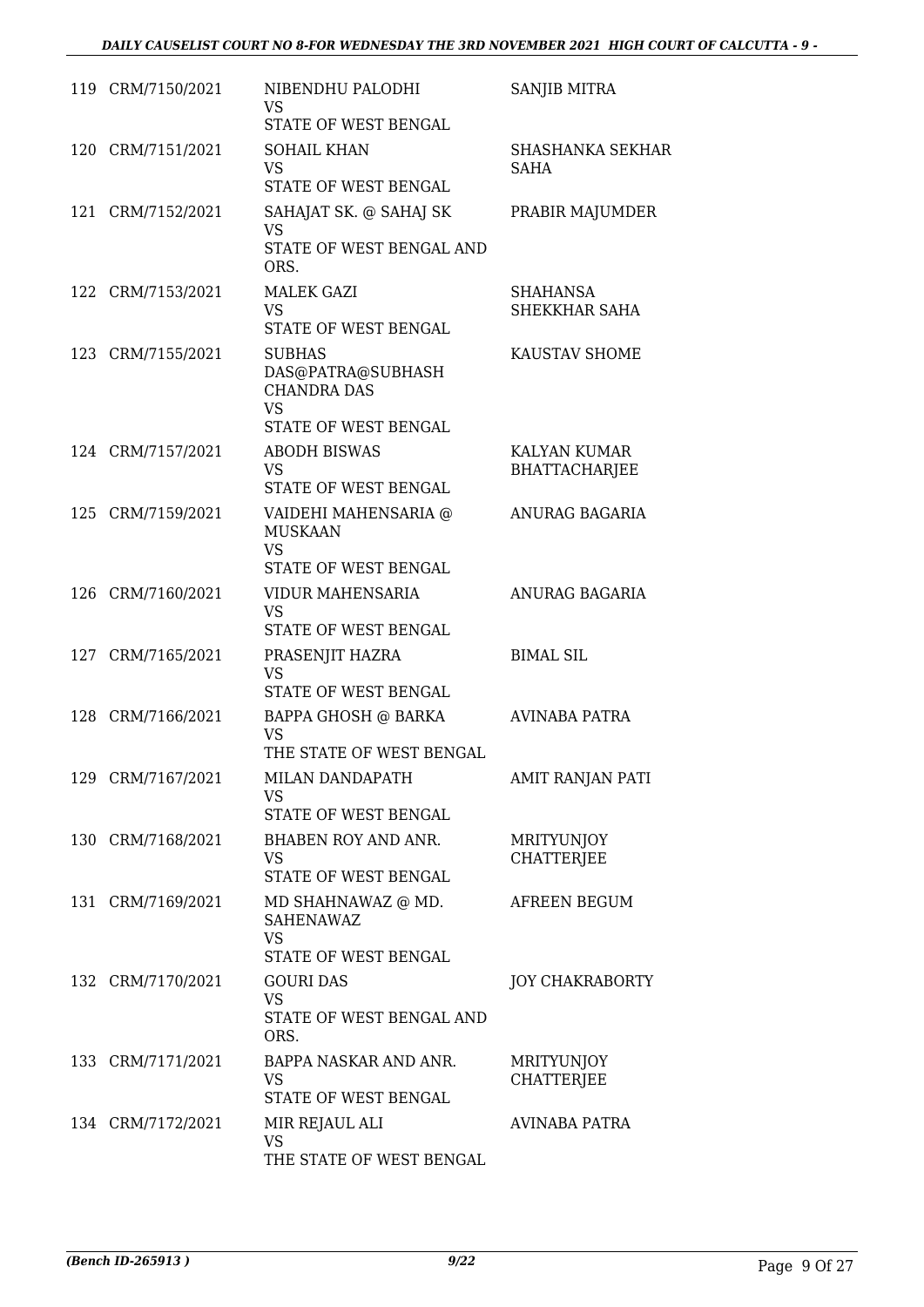| | | | |
|---|---|---|---|
| 119 | CRM/7150/2021 | NIBENDHU PALODHI<br>VS<br>STATE OF WEST BENGAL | SANJIB MITRA |
| 120 | CRM/7151/2021 | SOHAIL KHAN<br>VS<br>STATE OF WEST BENGAL | SHASHANKA SEKHAR SAHA |
| 121 | CRM/7152/2021 | SAHAJAT SK. @ SAHAJ SK<br>VS<br>STATE OF WEST BENGAL AND ORS. | PRABIR MAJUMDER |
| 122 | CRM/7153/2021 | MALEK GAZI<br>VS<br>STATE OF WEST BENGAL | SHAHANSA SHEKKHAR SAHA |
| 123 | CRM/7155/2021 | SUBHAS DAS@PATRA@SUBHASH CHANDRA DAS<br>VS<br>STATE OF WEST BENGAL | KAUSTAV SHOME |
| 124 | CRM/7157/2021 | ABODH BISWAS<br>VS<br>STATE OF WEST BENGAL | KALYAN KUMAR BHATTACHARJEE |
| 125 | CRM/7159/2021 | VAIDEHI MAHENSARIA @ MUSKAAN<br>VS<br>STATE OF WEST BENGAL | ANURAG BAGARIA |
| 126 | CRM/7160/2021 | VIDUR MAHENSARIA<br>VS<br>STATE OF WEST BENGAL | ANURAG BAGARIA |
| 127 | CRM/7165/2021 | PRASENJIT HAZRA<br>VS<br>STATE OF WEST BENGAL | BIMAL SIL |
| 128 | CRM/7166/2021 | BAPPA GHOSH @ BARKA<br>VS<br>THE STATE OF WEST BENGAL | AVINABA PATRA |
| 129 | CRM/7167/2021 | MILAN DANDAPATH<br>VS<br>STATE OF WEST BENGAL | AMIT RANJAN PATI |
| 130 | CRM/7168/2021 | BHABEN ROY AND ANR.<br>VS<br>STATE OF WEST BENGAL | MRITYUNJOY CHATTERJEE |
| 131 | CRM/7169/2021 | MD SHAHNAWAZ @ MD. SAHENAWAZ<br>VS<br>STATE OF WEST BENGAL | AFREEN BEGUM |
| 132 | CRM/7170/2021 | GOURI DAS<br>VS<br>STATE OF WEST BENGAL AND ORS. | JOY CHAKRABORTY |
| 133 | CRM/7171/2021 | BAPPA NASKAR AND ANR.<br>VS<br>STATE OF WEST BENGAL | MRITYUNJOY CHATTERJEE |
| 134 | CRM/7172/2021 | MIR REJAUL ALI<br>VS<br>THE STATE OF WEST BENGAL | AVINABA PATRA |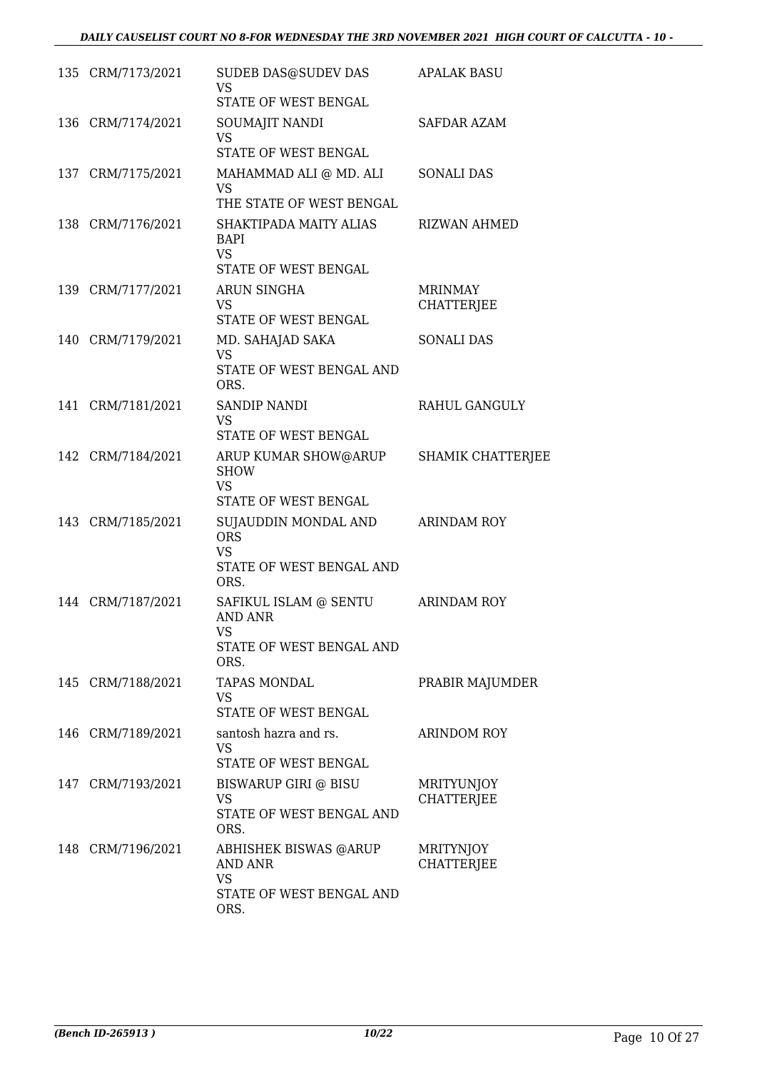| | | | |
|---|---|---|---|
| 135 | CRM/7173/2021 | SUDEB DAS@SUDEV DAS<br>VS<br>STATE OF WEST BENGAL | APALAK BASU |
| 136 | CRM/7174/2021 | SOUMAJIT NANDI<br>VS<br>STATE OF WEST BENGAL | SAFDAR AZAM |
| 137 | CRM/7175/2021 | MAHAMMAD ALI @ MD. ALI<br>VS<br>THE STATE OF WEST BENGAL | SONALI DAS |
| 138 | CRM/7176/2021 | SHAKTIPADA MAITY ALIAS BAPI<br>VS<br>STATE OF WEST BENGAL | RIZWAN AHMED |
| 139 | CRM/7177/2021 | ARUN SINGHA<br>VS<br>STATE OF WEST BENGAL | MRINMAY CHATTERJEE |
| 140 | CRM/7179/2021 | MD. SAHAJAD SAKA<br>VS<br>STATE OF WEST BENGAL AND ORS. | SONALI DAS |
| 141 | CRM/7181/2021 | SANDIP NANDI<br>VS<br>STATE OF WEST BENGAL | RAHUL GANGULY |
| 142 | CRM/7184/2021 | ARUP KUMAR SHOW@ARUP SHOW<br>VS<br>STATE OF WEST BENGAL | SHAMIK CHATTERJEE |
| 143 | CRM/7185/2021 | SUJAUDDIN MONDAL AND ORS<br>VS<br>STATE OF WEST BENGAL AND ORS. | ARINDAM ROY |
| 144 | CRM/7187/2021 | SAFIKUL ISLAM @ SENTU AND ANR<br>VS<br>STATE OF WEST BENGAL AND ORS. | ARINDAM ROY |
| 145 | CRM/7188/2021 | TAPAS MONDAL<br>VS<br>STATE OF WEST BENGAL | PRABIR MAJUMDER |
| 146 | CRM/7189/2021 | santosh hazra and rs.<br>VS<br>STATE OF WEST BENGAL | ARINDOM ROY |
| 147 | CRM/7193/2021 | BISWARUP GIRI @ BISU<br>VS<br>STATE OF WEST BENGAL AND ORS. | MRITYUNJOY CHATTERJEE |
| 148 | CRM/7196/2021 | ABHISHEK BISWAS @ARUP AND ANR<br>VS<br>STATE OF WEST BENGAL AND ORS. | MRITYNJOY CHATTERJEE |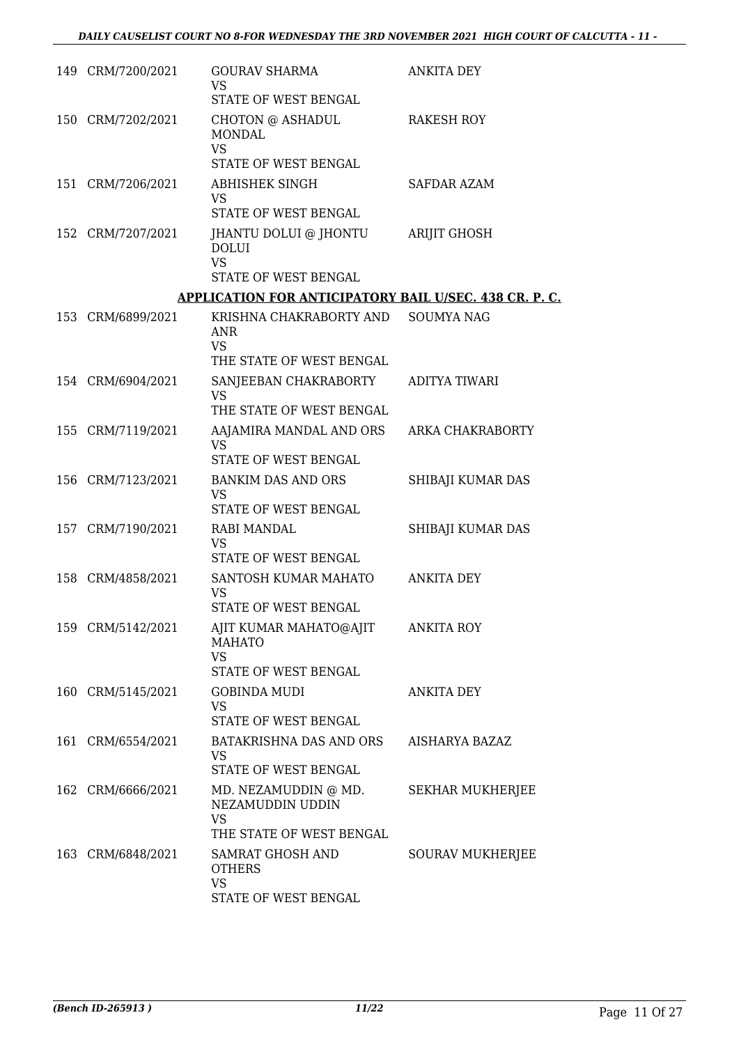| | | | |
|---|---|---|---|
| 149 | CRM/7200/2021 | GOURAV SHARMA<br>VS<br>STATE OF WEST BENGAL | ANKITA DEY |
| 150 | CRM/7202/2021 | CHOTON @ ASHADUL MONDAL<br>VS<br>STATE OF WEST BENGAL | RAKESH ROY |
| 151 | CRM/7206/2021 | ABHISHEK SINGH<br>VS<br>STATE OF WEST BENGAL | SAFDAR AZAM |
| 152 | CRM/7207/2021 | JHANTU DOLUI @ JHONTU DOLUI<br>VS<br>STATE OF WEST BENGAL | ARIJIT GHOSH |

**APPLICATION FOR ANTICIPATORY BAIL U/SEC. 438 CR. P. C.**

| | | | |
|---|---|---|---|
| 153 | CRM/6899/2021 | KRISHNA CHAKRABORTY AND ANR<br>VS<br>THE STATE OF WEST BENGAL | SOUMYA NAG |
| 154 | CRM/6904/2021 | SANJEEBAN CHAKRABORTY<br>VS<br>THE STATE OF WEST BENGAL | ADITYA TIWARI |
| 155 | CRM/7119/2021 | AAJAMIRA MANDAL AND ORS<br>VS<br>STATE OF WEST BENGAL | ARKA CHAKRABORTY |
| 156 | CRM/7123/2021 | BANKIM DAS AND ORS<br>VS<br>STATE OF WEST BENGAL | SHIBAJI KUMAR DAS |
| 157 | CRM/7190/2021 | RABI MANDAL<br>VS<br>STATE OF WEST BENGAL | SHIBAJI KUMAR DAS |
| 158 | CRM/4858/2021 | SANTOSH KUMAR MAHATO<br>VS<br>STATE OF WEST BENGAL | ANKITA DEY |
| 159 | CRM/5142/2021 | AJIT KUMAR MAHATO@AJIT MAHATO<br>VS<br>STATE OF WEST BENGAL | ANKITA ROY |
| 160 | CRM/5145/2021 | GOBINDA MUDI<br>VS<br>STATE OF WEST BENGAL | ANKITA DEY |
| 161 | CRM/6554/2021 | BATAKRISHNA DAS AND ORS<br>VS<br>STATE OF WEST BENGAL | AISHARYA BAZAZ |
| 162 | CRM/6666/2021 | MD. NEZAMUDDIN @ MD. NEZAMUDDIN UDDIN<br>VS<br>THE STATE OF WEST BENGAL | SEKHAR MUKHERJEE |
| 163 | CRM/6848/2021 | SAMRAT GHOSH AND OTHERS<br>VS<br>STATE OF WEST BENGAL | SOURAV MUKHERJEE |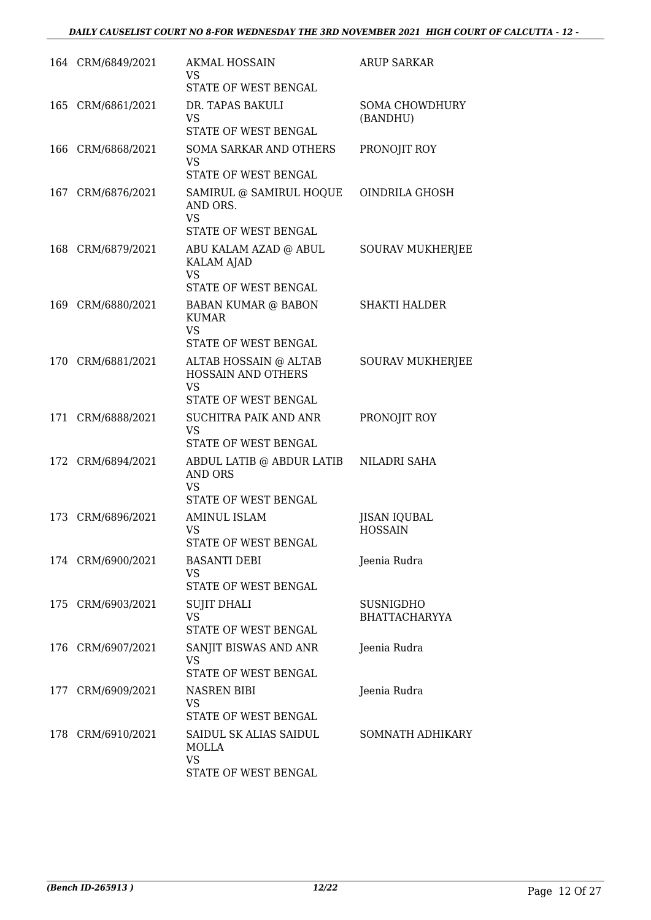| | | | |
|---|---|---|---|
| 164 | CRM/6849/2021 | AKMAL HOSSAIN<br>VS<br>STATE OF WEST BENGAL | ARUP SARKAR |
| 165 | CRM/6861/2021 | DR. TAPAS BAKULI<br>VS<br>STATE OF WEST BENGAL | SOMA CHOWDHURY (BANDHU) |
| 166 | CRM/6868/2021 | SOMA SARKAR AND OTHERS<br>VS<br>STATE OF WEST BENGAL | PRONOJIT ROY |
| 167 | CRM/6876/2021 | SAMIRUL @ SAMIRUL HOQUE AND ORS.<br>VS<br>STATE OF WEST BENGAL | OINDRILA GHOSH |
| 168 | CRM/6879/2021 | ABU KALAM AZAD @ ABUL KALAM AJAD<br>VS<br>STATE OF WEST BENGAL | SOURAV MUKHERJEE |
| 169 | CRM/6880/2021 | BABAN KUMAR @ BABON KUMAR<br>VS<br>STATE OF WEST BENGAL | SHAKTI HALDER |
| 170 | CRM/6881/2021 | ALTAB HOSSAIN @ ALTAB HOSSAIN AND OTHERS<br>VS<br>STATE OF WEST BENGAL | SOURAV MUKHERJEE |
| 171 | CRM/6888/2021 | SUCHITRA PAIK AND ANR<br>VS<br>STATE OF WEST BENGAL | PRONOJIT ROY |
| 172 | CRM/6894/2021 | ABDUL LATIB @ ABDUR LATIB AND ORS<br>VS<br>STATE OF WEST BENGAL | NILADRI SAHA |
| 173 | CRM/6896/2021 | AMINUL ISLAM<br>VS<br>STATE OF WEST BENGAL | JISAN IQUBAL HOSSAIN |
| 174 | CRM/6900/2021 | BASANTI DEBI<br>VS<br>STATE OF WEST BENGAL | Jeenia Rudra |
| 175 | CRM/6903/2021 | SUJIT DHALI<br>VS<br>STATE OF WEST BENGAL | SUSNIGDHO BHATTACHARYYA |
| 176 | CRM/6907/2021 | SANJIT BISWAS AND ANR<br>VS<br>STATE OF WEST BENGAL | Jeenia Rudra |
| 177 | CRM/6909/2021 | NASREN BIBI<br>VS<br>STATE OF WEST BENGAL | Jeenia Rudra |
| 178 | CRM/6910/2021 | SAIDUL SK ALIAS SAIDUL MOLLA<br>VS<br>STATE OF WEST BENGAL | SOMNATH ADHIKARY |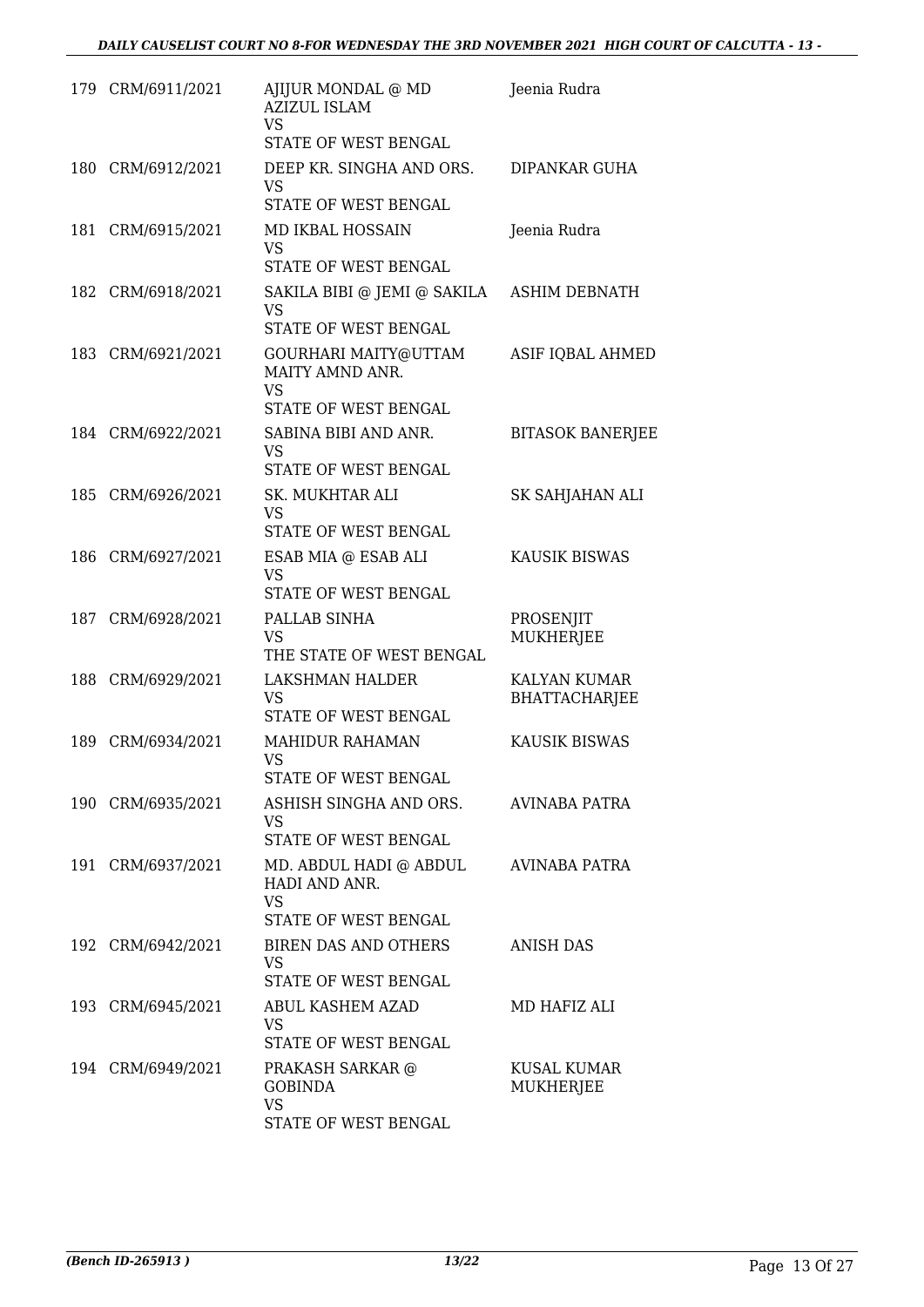| | | | |
|---|---|---|---|
| 179 | CRM/6911/2021 | AJIJUR MONDAL @ MD AZIZUL ISLAM<br>VS<br>STATE OF WEST BENGAL | Jeenia Rudra |
| 180 | CRM/6912/2021 | DEEP KR. SINGHA AND ORS.<br>VS<br>STATE OF WEST BENGAL | DIPANKAR GUHA |
| 181 | CRM/6915/2021 | MD IKBAL HOSSAIN<br>VS<br>STATE OF WEST BENGAL | Jeenia Rudra |
| 182 | CRM/6918/2021 | SAKILA BIBI @ JEMI @ SAKILA<br>VS<br>STATE OF WEST BENGAL | ASHIM DEBNATH |
| 183 | CRM/6921/2021 | GOURHARI MAITY@UTTAM MAITY AMND ANR.<br>VS<br>STATE OF WEST BENGAL | ASIF IQBAL AHMED |
| 184 | CRM/6922/2021 | SABINA BIBI AND ANR.<br>VS<br>STATE OF WEST BENGAL | BITASOK BANERJEE |
| 185 | CRM/6926/2021 | SK. MUKHTAR ALI<br>VS<br>STATE OF WEST BENGAL | SK SAHJAHAN ALI |
| 186 | CRM/6927/2021 | ESAB MIA @ ESAB ALI<br>VS<br>STATE OF WEST BENGAL | KAUSIK BISWAS |
| 187 | CRM/6928/2021 | PALLAB SINHA<br>VS<br>THE STATE OF WEST BENGAL | PROSENJIT MUKHERJEE |
| 188 | CRM/6929/2021 | LAKSHMAN HALDER<br>VS<br>STATE OF WEST BENGAL | KALYAN KUMAR BHATTACHARJEE |
| 189 | CRM/6934/2021 | MAHIDUR RAHAMAN<br>VS<br>STATE OF WEST BENGAL | KAUSIK BISWAS |
| 190 | CRM/6935/2021 | ASHISH SINGHA AND ORS.<br>VS<br>STATE OF WEST BENGAL | AVINABA PATRA |
| 191 | CRM/6937/2021 | MD. ABDUL HADI @ ABDUL HADI AND ANR.<br>VS<br>STATE OF WEST BENGAL | AVINABA PATRA |
| 192 | CRM/6942/2021 | BIREN DAS AND OTHERS<br>VS<br>STATE OF WEST BENGAL | ANISH DAS |
| 193 | CRM/6945/2021 | ABUL KASHEM AZAD<br>VS<br>STATE OF WEST BENGAL | MD HAFIZ ALI |
| 194 | CRM/6949/2021 | PRAKASH SARKAR @ GOBINDA<br>VS<br>STATE OF WEST BENGAL | KUSAL KUMAR MUKHERJEE |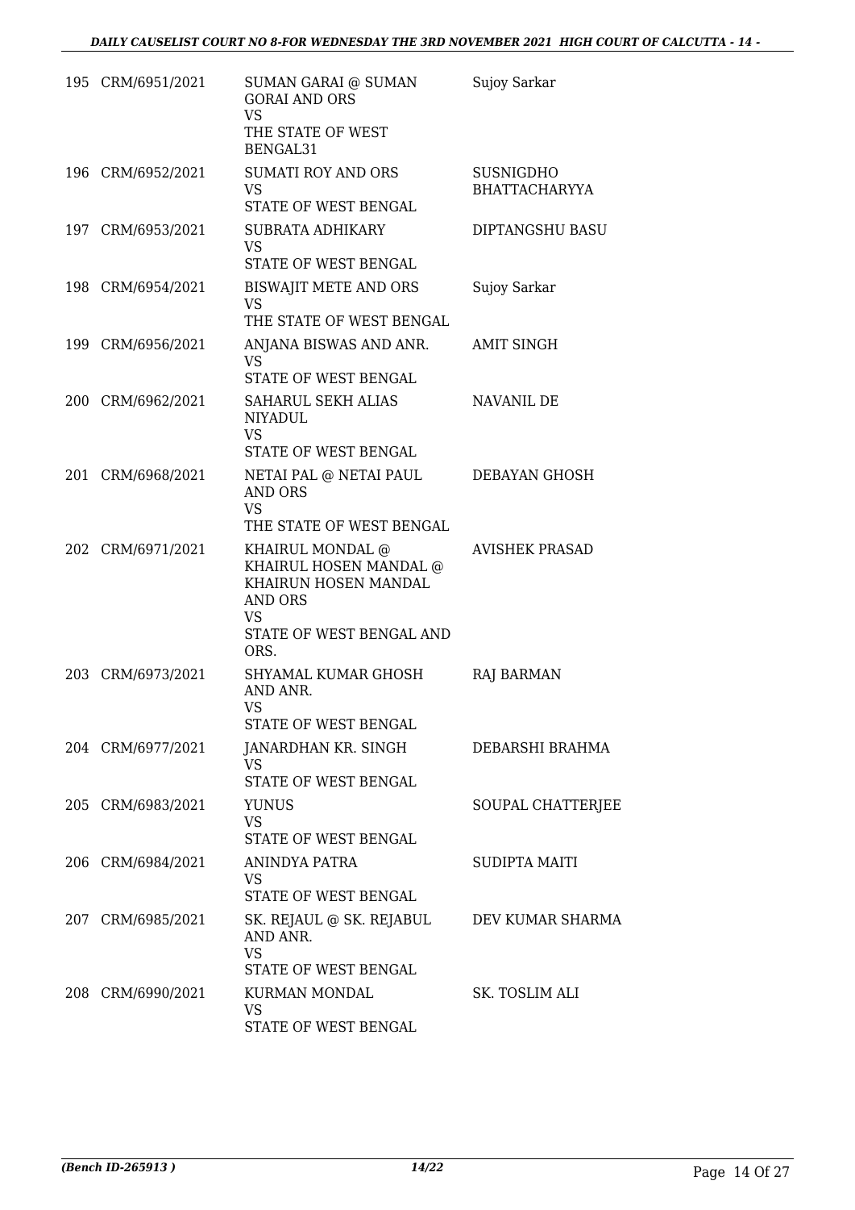| | | | |
|---|---|---|---|
| 195 | CRM/6951/2021 | SUMAN GARAI @ SUMAN GORAI AND ORS<br>VS<br>THE STATE OF WEST BENGAL31 | Sujoy Sarkar |
| 196 | CRM/6952/2021 | SUMATI ROY AND ORS<br>VS<br>STATE OF WEST BENGAL | SUSNIGDHO BHATTACHARYYA |
| 197 | CRM/6953/2021 | SUBRATA ADHIKARY<br>VS<br>STATE OF WEST BENGAL | DIPTANGSHU BASU |
| 198 | CRM/6954/2021 | BISWAJIT METE AND ORS<br>VS<br>THE STATE OF WEST BENGAL | Sujoy Sarkar |
| 199 | CRM/6956/2021 | ANJANA BISWAS AND ANR.<br>VS<br>STATE OF WEST BENGAL | AMIT SINGH |
| 200 | CRM/6962/2021 | SAHARUL SEKH ALIAS NIYADUL<br>VS<br>STATE OF WEST BENGAL | NAVANIL DE |
| 201 | CRM/6968/2021 | NETAI PAL @ NETAI PAUL AND ORS<br>VS<br>THE STATE OF WEST BENGAL | DEBAYAN GHOSH |
| 202 | CRM/6971/2021 | KHAIRUL MONDAL @ KHAIRUL HOSEN MANDAL @ KHAIRUN HOSEN MANDAL AND ORS<br>VS<br>STATE OF WEST BENGAL AND ORS. | AVISHEK PRASAD |
| 203 | CRM/6973/2021 | SHYAMAL KUMAR GHOSH AND ANR.<br>VS<br>STATE OF WEST BENGAL | RAJ BARMAN |
| 204 | CRM/6977/2021 | JANARDHAN KR. SINGH<br>VS<br>STATE OF WEST BENGAL | DEBARSHI BRAHMA |
| 205 | CRM/6983/2021 | YUNUS<br>VS<br>STATE OF WEST BENGAL | SOUPAL CHATTERJEE |
| 206 | CRM/6984/2021 | ANINDYA PATRA<br>VS<br>STATE OF WEST BENGAL | SUDIPTA MAITI |
| 207 | CRM/6985/2021 | SK. REJAUL @ SK. REJABUL AND ANR.<br>VS<br>STATE OF WEST BENGAL | DEV KUMAR SHARMA |
| 208 | CRM/6990/2021 | KURMAN MONDAL<br>VS<br>STATE OF WEST BENGAL | SK. TOSLIM ALI |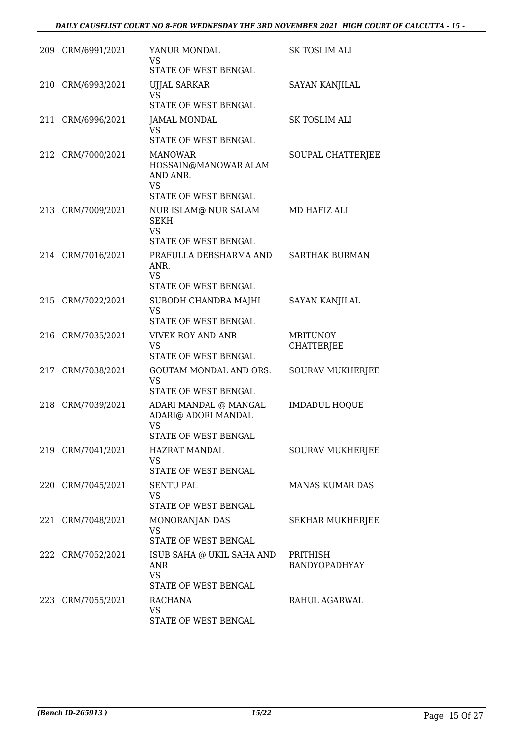| | | | |
|---|---|---|---|
| 209 | CRM/6991/2021 | YANUR MONDAL<br>VS<br>STATE OF WEST BENGAL | SK TOSLIM ALI |
| 210 | CRM/6993/2021 | UJJAL SARKAR<br>VS<br>STATE OF WEST BENGAL | SAYAN KANJILAL |
| 211 | CRM/6996/2021 | JAMAL MONDAL<br>VS<br>STATE OF WEST BENGAL | SK TOSLIM ALI |
| 212 | CRM/7000/2021 | MANOWAR HOSSAIN@MANOWAR ALAM AND ANR.<br>VS<br>STATE OF WEST BENGAL | SOUPAL CHATTERJEE |
| 213 | CRM/7009/2021 | NUR ISLAM@ NUR SALAM SEKH<br>VS<br>STATE OF WEST BENGAL | MD HAFIZ ALI |
| 214 | CRM/7016/2021 | PRAFULLA DEBSHARMA AND ANR.<br>VS<br>STATE OF WEST BENGAL | SARTHAK BURMAN |
| 215 | CRM/7022/2021 | SUBODH CHANDRA MAJHI<br>VS<br>STATE OF WEST BENGAL | SAYAN KANJILAL |
| 216 | CRM/7035/2021 | VIVEK ROY AND ANR<br>VS<br>STATE OF WEST BENGAL | MRITUNOY CHATTERJEE |
| 217 | CRM/7038/2021 | GOUTAM MONDAL AND ORS.<br>VS<br>STATE OF WEST BENGAL | SOURAV MUKHERJEE |
| 218 | CRM/7039/2021 | ADARI MANDAL @ MANGAL ADARI@ ADORI MANDAL<br>VS<br>STATE OF WEST BENGAL | IMDADUL HOQUE |
| 219 | CRM/7041/2021 | HAZRAT MANDAL<br>VS<br>STATE OF WEST BENGAL | SOURAV MUKHERJEE |
| 220 | CRM/7045/2021 | SENTU PAL<br>VS<br>STATE OF WEST BENGAL | MANAS KUMAR DAS |
| 221 | CRM/7048/2021 | MONORANJAN DAS<br>VS<br>STATE OF WEST BENGAL | SEKHAR MUKHERJEE |
| 222 | CRM/7052/2021 | ISUB SAHA @ UKIL SAHA AND ANR<br>VS<br>STATE OF WEST BENGAL | PRITHISH BANDYOPADHYAY |
| 223 | CRM/7055/2021 | RACHANA<br>VS<br>STATE OF WEST BENGAL | RAHUL AGARWAL |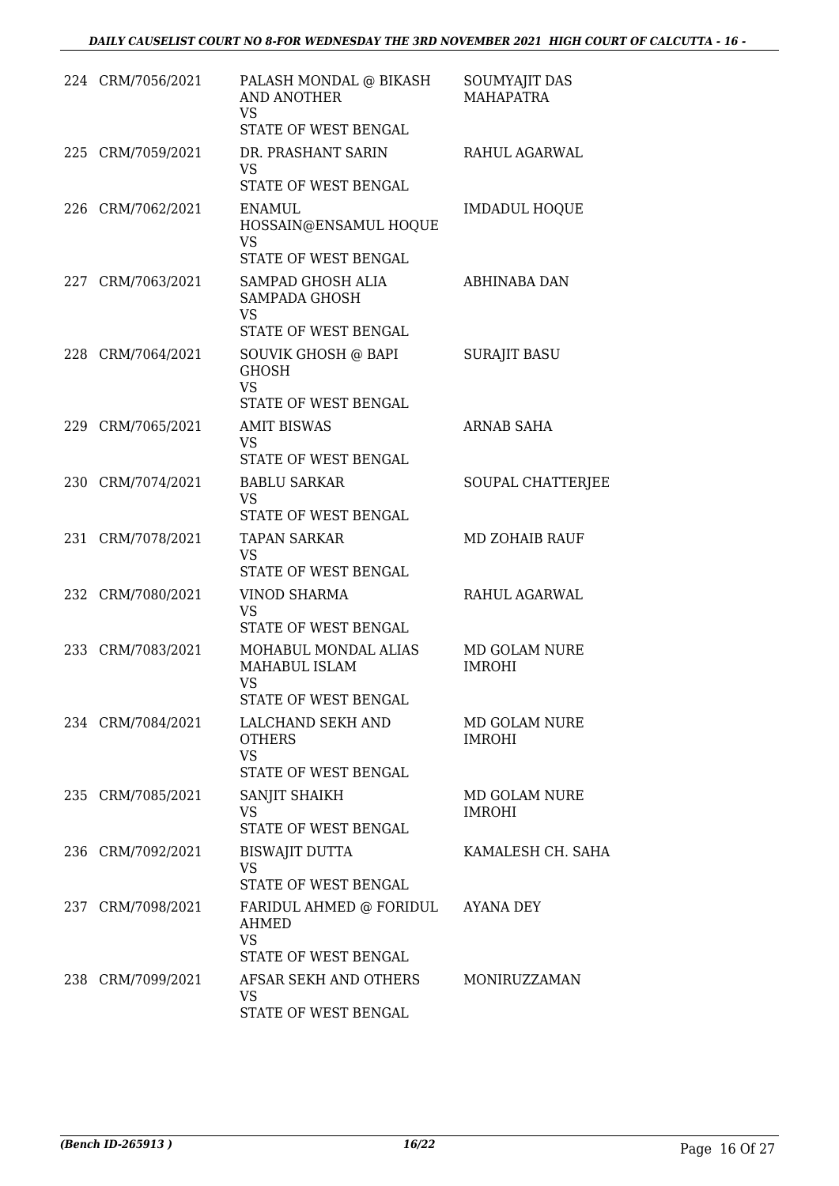| | | | |
|---|---|---|---|
| 224 | CRM/7056/2021 | PALASH MONDAL @ BIKASH AND ANOTHER<br>VS<br>STATE OF WEST BENGAL | SOUMYAJIT DAS MAHAPATRA |
| 225 | CRM/7059/2021 | DR. PRASHANT SARIN<br>VS<br>STATE OF WEST BENGAL | RAHUL AGARWAL |
| 226 | CRM/7062/2021 | ENAMUL HOSSAIN@ENSAMUL HOQUE<br>VS<br>STATE OF WEST BENGAL | IMDADUL HOQUE |
| 227 | CRM/7063/2021 | SAMPAD GHOSH ALIA SAMPADA GHOSH<br>VS<br>STATE OF WEST BENGAL | ABHINABA DAN |
| 228 | CRM/7064/2021 | SOUVIK GHOSH @ BAPI GHOSH<br>VS<br>STATE OF WEST BENGAL | SURAJIT BASU |
| 229 | CRM/7065/2021 | AMIT BISWAS<br>VS<br>STATE OF WEST BENGAL | ARNAB SAHA |
| 230 | CRM/7074/2021 | BABLU SARKAR<br>VS<br>STATE OF WEST BENGAL | SOUPAL CHATTERJEE |
| 231 | CRM/7078/2021 | TAPAN SARKAR<br>VS<br>STATE OF WEST BENGAL | MD ZOHAIB RAUF |
| 232 | CRM/7080/2021 | VINOD SHARMA<br>VS<br>STATE OF WEST BENGAL | RAHUL AGARWAL |
| 233 | CRM/7083/2021 | MOHABUL MONDAL ALIAS MAHABUL ISLAM<br>VS<br>STATE OF WEST BENGAL | MD GOLAM NURE IMROHI |
| 234 | CRM/7084/2021 | LALCHAND SEKH AND OTHERS<br>VS<br>STATE OF WEST BENGAL | MD GOLAM NURE IMROHI |
| 235 | CRM/7085/2021 | SANJIT SHAIKH<br>VS<br>STATE OF WEST BENGAL | MD GOLAM NURE IMROHI |
| 236 | CRM/7092/2021 | BISWAJIT DUTTA<br>VS<br>STATE OF WEST BENGAL | KAMALESH CH. SAHA |
| 237 | CRM/7098/2021 | FARIDUL AHMED @ FORIDUL AHMED<br>VS<br>STATE OF WEST BENGAL | AYANA DEY |
| 238 | CRM/7099/2021 | AFSAR SEKH AND OTHERS<br>VS<br>STATE OF WEST BENGAL | MONIRUZZAMAN |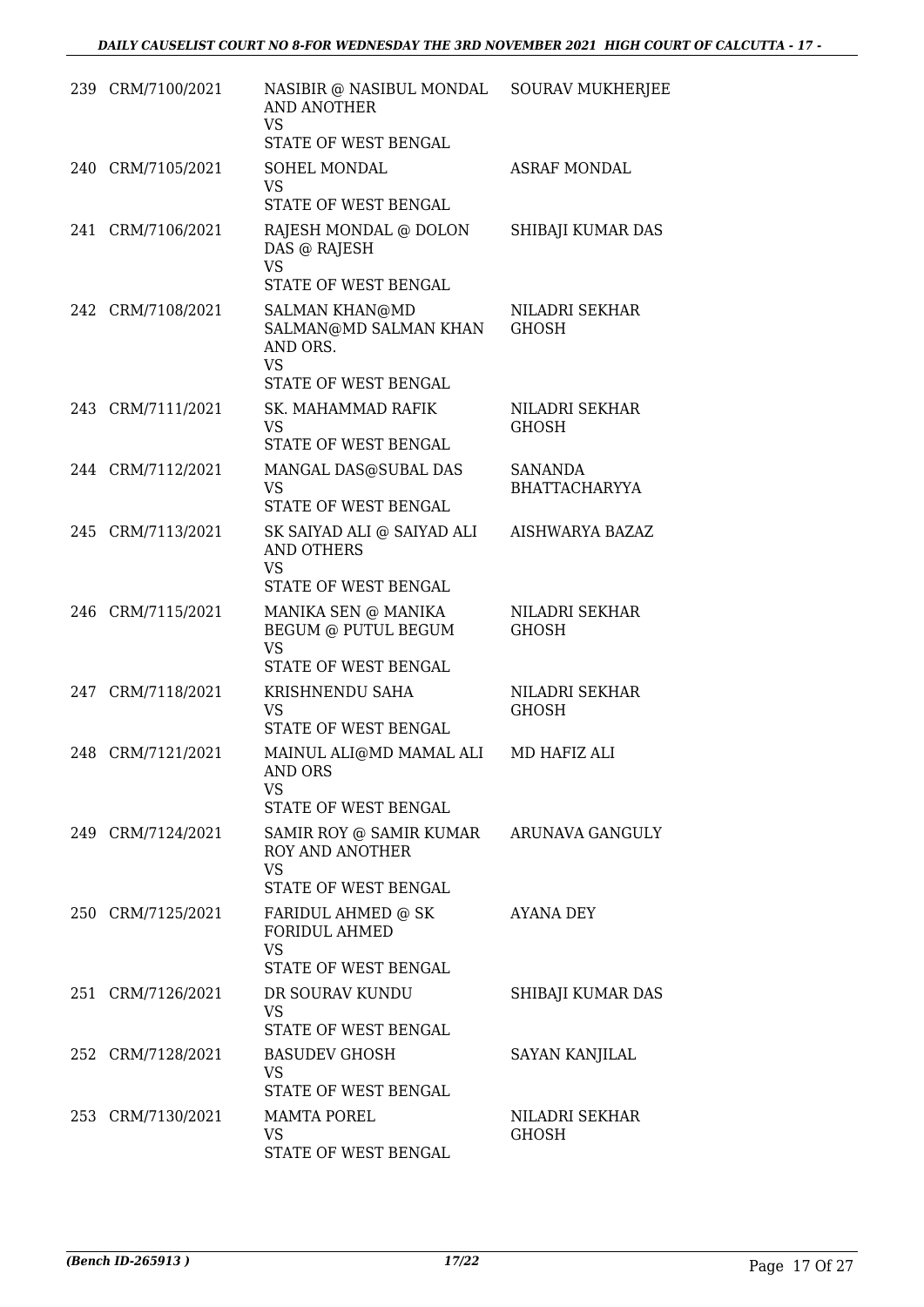| | | | |
|---|---|---|---|
| 239 | CRM/7100/2021 | NASIBIR @ NASIBUL MONDAL AND ANOTHER<br>VS<br>STATE OF WEST BENGAL | SOURAV MUKHERJEE |
| 240 | CRM/7105/2021 | SOHEL MONDAL<br>VS<br>STATE OF WEST BENGAL | ASRAF MONDAL |
| 241 | CRM/7106/2021 | RAJESH MONDAL @ DOLON DAS @ RAJESH<br>VS<br>STATE OF WEST BENGAL | SHIBAJI KUMAR DAS |
| 242 | CRM/7108/2021 | SALMAN KHAN@MD SALMAN@MD SALMAN KHAN AND ORS.<br>VS<br>STATE OF WEST BENGAL | NILADRI SEKHAR GHOSH |
| 243 | CRM/7111/2021 | SK. MAHAMMAD RAFIK<br>VS<br>STATE OF WEST BENGAL | NILADRI SEKHAR GHOSH |
| 244 | CRM/7112/2021 | MANGAL DAS@SUBAL DAS<br>VS<br>STATE OF WEST BENGAL | SANANDA BHATTACHARYYA |
| 245 | CRM/7113/2021 | SK SAIYAD ALI @ SAIYAD ALI AND OTHERS<br>VS<br>STATE OF WEST BENGAL | AISHWARYA BAZAZ |
| 246 | CRM/7115/2021 | MANIKA SEN @ MANIKA BEGUM @ PUTUL BEGUM<br>VS<br>STATE OF WEST BENGAL | NILADRI SEKHAR GHOSH |
| 247 | CRM/7118/2021 | KRISHNENDU SAHA<br>VS<br>STATE OF WEST BENGAL | NILADRI SEKHAR GHOSH |
| 248 | CRM/7121/2021 | MAINUL ALI@MD MAMAL ALI AND ORS<br>VS<br>STATE OF WEST BENGAL | MD HAFIZ ALI |
| 249 | CRM/7124/2021 | SAMIR ROY @ SAMIR KUMAR ROY AND ANOTHER<br>VS<br>STATE OF WEST BENGAL | ARUNAVA GANGULY |
| 250 | CRM/7125/2021 | FARIDUL AHMED @ SK FORIDUL AHMED<br>VS<br>STATE OF WEST BENGAL | AYANA DEY |
| 251 | CRM/7126/2021 | DR SOURAV KUNDU<br>VS<br>STATE OF WEST BENGAL | SHIBAJI KUMAR DAS |
| 252 | CRM/7128/2021 | BASUDEV GHOSH<br>VS<br>STATE OF WEST BENGAL | SAYAN KANJILAL |
| 253 | CRM/7130/2021 | MAMTA POREL<br>VS<br>STATE OF WEST BENGAL | NILADRI SEKHAR GHOSH |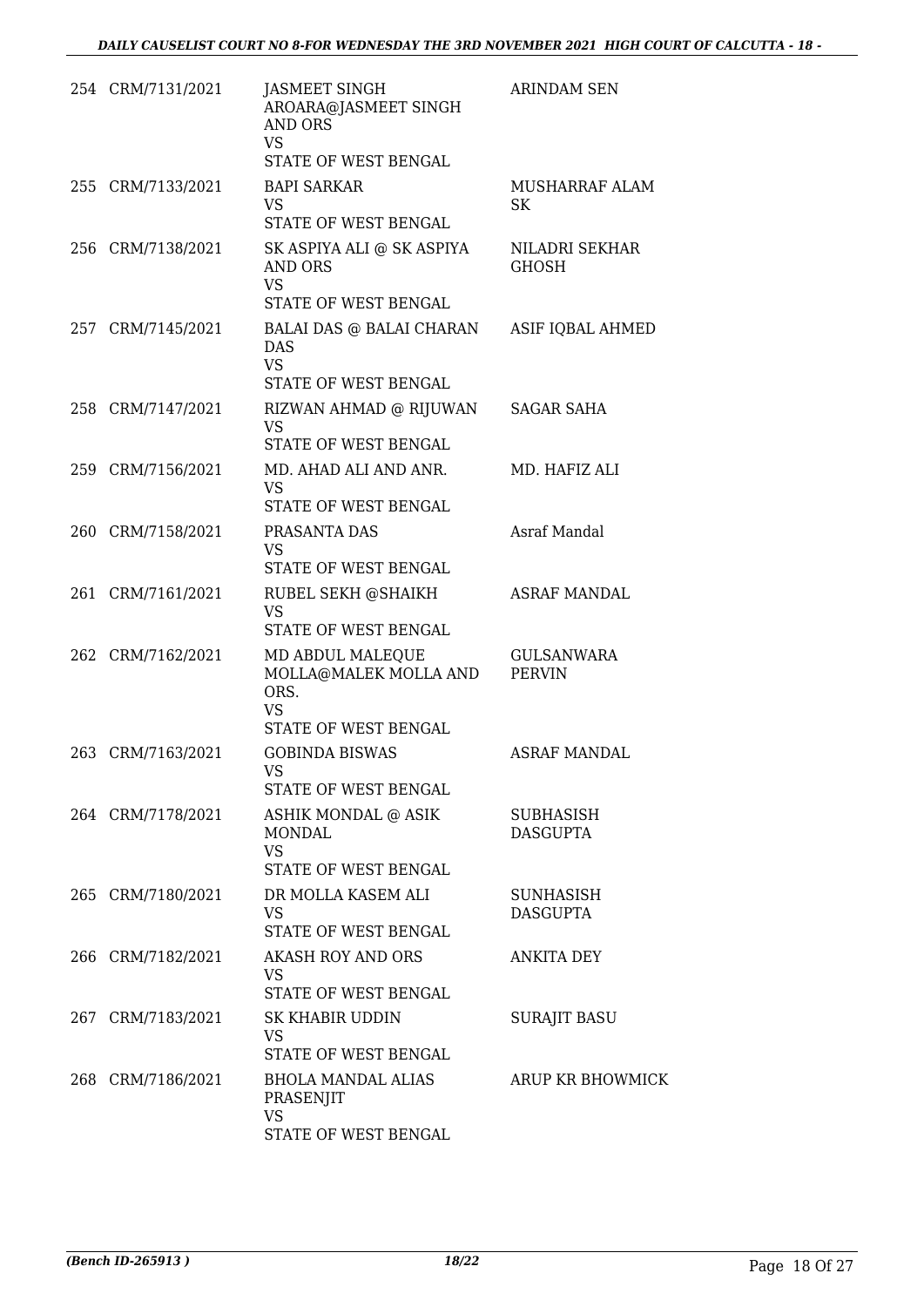| | | | |
|---|---|---|---|
| 254 | CRM/7131/2021 | JASMEET SINGH AROARA@JASMEET SINGH AND ORS<br>VS<br>STATE OF WEST BENGAL | ARINDAM SEN |
| 255 | CRM/7133/2021 | BAPI SARKAR<br>VS<br>STATE OF WEST BENGAL | MUSHARRAF ALAM SK |
| 256 | CRM/7138/2021 | SK ASPIYA ALI @ SK ASPIYA AND ORS<br>VS<br>STATE OF WEST BENGAL | NILADRI SEKHAR GHOSH |
| 257 | CRM/7145/2021 | BALAI DAS @ BALAI CHARAN DAS<br>VS<br>STATE OF WEST BENGAL | ASIF IQBAL AHMED |
| 258 | CRM/7147/2021 | RIZWAN AHMAD @ RIJUWAN<br>VS<br>STATE OF WEST BENGAL | SAGAR SAHA |
| 259 | CRM/7156/2021 | MD. AHAD ALI AND ANR.<br>VS<br>STATE OF WEST BENGAL | MD. HAFIZ ALI |
| 260 | CRM/7158/2021 | PRASANTA DAS<br>VS<br>STATE OF WEST BENGAL | Asraf Mandal |
| 261 | CRM/7161/2021 | RUBEL SEKH @SHAIKH<br>VS<br>STATE OF WEST BENGAL | ASRAF MANDAL |
| 262 | CRM/7162/2021 | MD ABDUL MALEQUE MOLLA@MALEK MOLLA AND ORS.<br>VS<br>STATE OF WEST BENGAL | GULSANWARA PERVIN |
| 263 | CRM/7163/2021 | GOBINDA BISWAS<br>VS<br>STATE OF WEST BENGAL | ASRAF MANDAL |
| 264 | CRM/7178/2021 | ASHIK MONDAL @ ASIK MONDAL<br>VS<br>STATE OF WEST BENGAL | SUBHASISH DASGUPTA |
| 265 | CRM/7180/2021 | DR MOLLA KASEM ALI<br>VS<br>STATE OF WEST BENGAL | SUNHASISH DASGUPTA |
| 266 | CRM/7182/2021 | AKASH ROY AND ORS<br>VS<br>STATE OF WEST BENGAL | ANKITA DEY |
| 267 | CRM/7183/2021 | SK KHABIR UDDIN<br>VS<br>STATE OF WEST BENGAL | SURAJIT BASU |
| 268 | CRM/7186/2021 | BHOLA MANDAL ALIAS PRASENJIT<br>VS<br>STATE OF WEST BENGAL | ARUP KR BHOWMICK |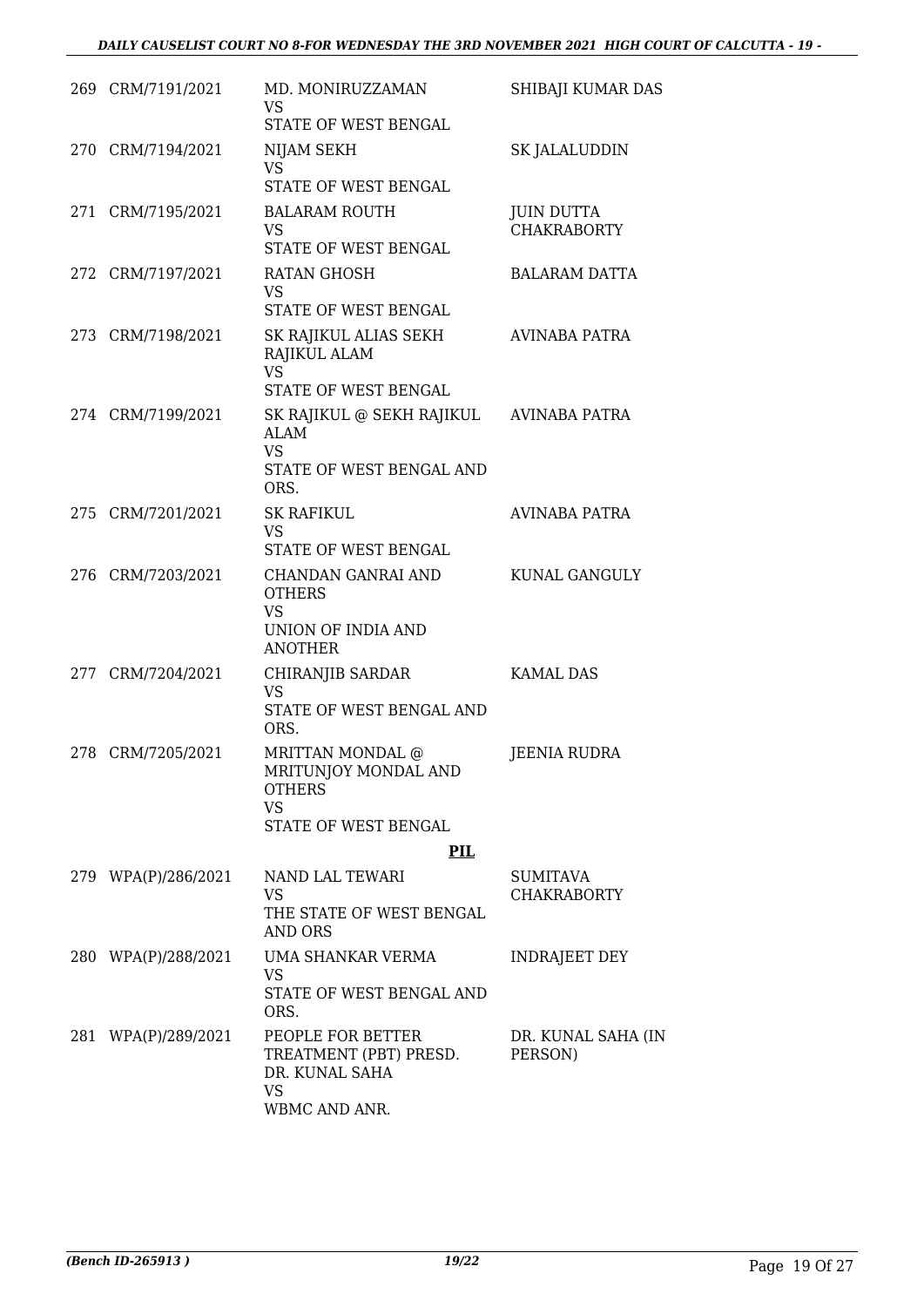| | | | |
|---|---|---|---|
| 269 | CRM/7191/2021 | MD. MONIRUZZAMAN<br>VS<br>STATE OF WEST BENGAL | SHIBAJI KUMAR DAS |
| 270 | CRM/7194/2021 | NIJAM SEKH<br>VS<br>STATE OF WEST BENGAL | SK JALALUDDIN |
| 271 | CRM/7195/2021 | BALARAM ROUTH<br>VS<br>STATE OF WEST BENGAL | JUIN DUTTA CHAKRABORTY |
| 272 | CRM/7197/2021 | RATAN GHOSH<br>VS<br>STATE OF WEST BENGAL | BALARAM DATTA |
| 273 | CRM/7198/2021 | SK RAJIKUL ALIAS SEKH RAJIKUL ALAM<br>VS<br>STATE OF WEST BENGAL | AVINABA PATRA |
| 274 | CRM/7199/2021 | SK RAJIKUL @ SEKH RAJIKUL ALAM<br>VS<br>STATE OF WEST BENGAL AND ORS. | AVINABA PATRA |
| 275 | CRM/7201/2021 | SK RAFIKUL<br>VS<br>STATE OF WEST BENGAL | AVINABA PATRA |
| 276 | CRM/7203/2021 | CHANDAN GANRAI AND OTHERS<br>VS<br>UNION OF INDIA AND ANOTHER | KUNAL GANGULY |
| 277 | CRM/7204/2021 | CHIRANJIB SARDAR<br>VS<br>STATE OF WEST BENGAL AND ORS. | KAMAL DAS |
| 278 | CRM/7205/2021 | MRITTAN MONDAL @ MRITUNJOY MONDAL AND OTHERS<br>VS<br>STATE OF WEST BENGAL | JEENIA RUDRA |

**PIL**

| | | | |
|---|---|---|---|
| 279 | WPA(P)/286/2021 | NAND LAL TEWARI<br>VS<br>THE STATE OF WEST BENGAL AND ORS | SUMITAVA CHAKRABORTY |
| 280 | WPA(P)/288/2021 | UMA SHANKAR VERMA<br>VS<br>STATE OF WEST BENGAL AND ORS. | INDRAJEET DEY |
| 281 | WPA(P)/289/2021 | PEOPLE FOR BETTER TREATMENT (PBT) PRESD. DR. KUNAL SAHA<br>VS<br>WBMC AND ANR. | DR. KUNAL SAHA (IN PERSON) |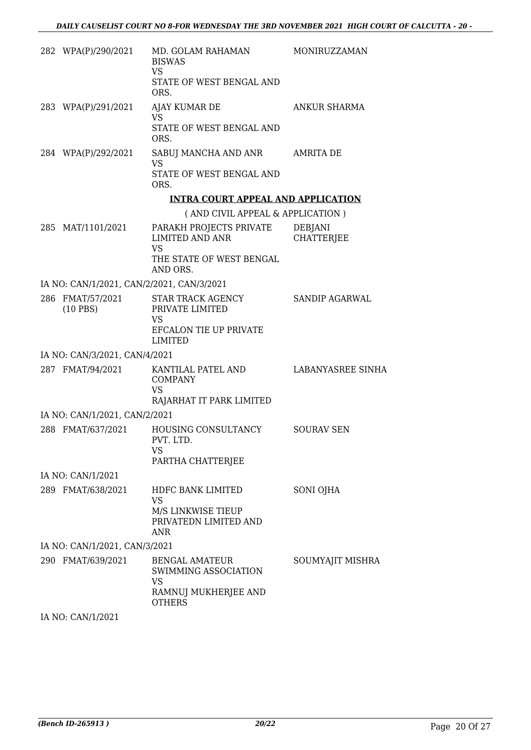| | | | |
|---|---|---|---|
| 282 | WPA(P)/290/2021 | MD. GOLAM RAHAMAN BISWAS<br>VS<br>STATE OF WEST BENGAL AND ORS. | MONIRUZZAMAN |
| 283 | WPA(P)/291/2021 | AJAY KUMAR DE<br>VS<br>STATE OF WEST BENGAL AND ORS. | ANKUR SHARMA |
| 284 | WPA(P)/292/2021 | SABUJ MANCHA AND ANR<br>VS<br>STATE OF WEST BENGAL AND ORS. | AMRITA DE |

## INTRA COURT APPEAL AND APPLICATION

( AND CIVIL APPEAL & APPLICATION )

| | | | |
|---|---|---|---|
| 285 | MAT/1101/2021 | PARAKH PROJECTS PRIVATE LIMITED AND ANR<br>VS<br>THE STATE OF WEST BENGAL AND ORS. | DEBJANI CHATTERJEE |
| | IA NO: CAN/1/2021, CAN/2/2021, CAN/3/2021 | | |
| 286 | FMAT/57/2021 (10 PBS) | STAR TRACK AGENCY PRIVATE LIMITED<br>VS<br>EFCALON TIE UP PRIVATE LIMITED | SANDIP AGARWAL |
| | IA NO: CAN/3/2021, CAN/4/2021 | | |
| 287 | FMAT/94/2021 | KANTILAL PATEL AND COMPANY<br>VS<br>RAJARHAT IT PARK LIMITED | LABANYASREE SINHA |
| | IA NO: CAN/1/2021, CAN/2/2021 | | |
| 288 | FMAT/637/2021 | HOUSING CONSULTANCY PVT. LTD.<br>VS<br>PARTHA CHATTERJEE | SOURAV SEN |
| | IA NO: CAN/1/2021 | | |
| 289 | FMAT/638/2021 | HDFC BANK LIMITED<br>VS<br>M/S LINKWISE TIEUP PRIVATEDN LIMITED AND ANR | SONI OJHA |
| | IA NO: CAN/1/2021, CAN/3/2021 | | |
| 290 | FMAT/639/2021 | BENGAL AMATEUR SWIMMING ASSOCIATION<br>VS<br>RAMNUJ MUKHERJEE AND OTHERS | SOUMYAJIT MISHRA |
| | IA NO: CAN/1/2021 | | |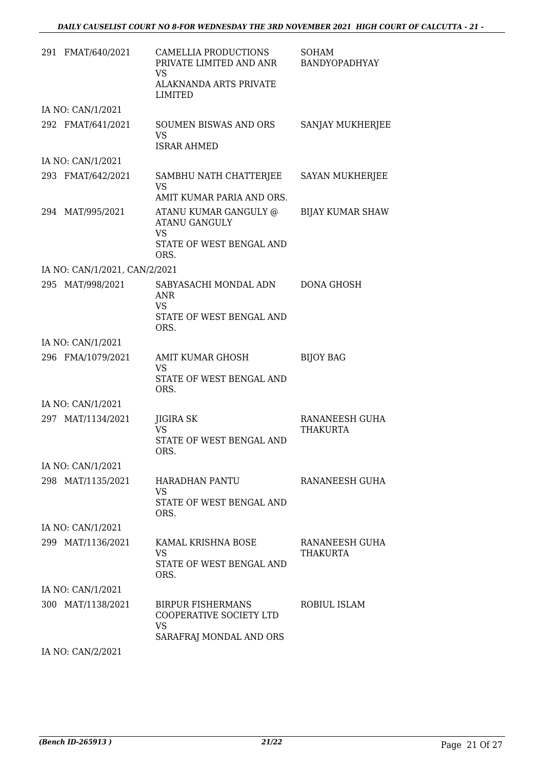| | Case No. | Parties | Advocate |
|---|---|---|---|
| 291 | FMAT/640/2021 | CAMELLIA PRODUCTIONS PRIVATE LIMITED AND ANR<br>VS<br>ALAKNANDA ARTS PRIVATE LIMITED | SOHAM BANDYOPADHYAY |
| | IA NO: CAN/1/2021 | | |
| 292 | FMAT/641/2021 | SOUMEN BISWAS AND ORS<br>VS<br>ISRAR AHMED | SANJAY MUKHERJEE |
| | IA NO: CAN/1/2021 | | |
| 293 | FMAT/642/2021 | SAMBHU NATH CHATTERJEE<br>VS<br>AMIT KUMAR PARIA AND ORS. | SAYAN MUKHERJEE |
| 294 | MAT/995/2021 | ATANU KUMAR GANGULY @ ATANU GANGULY<br>VS<br>STATE OF WEST BENGAL AND ORS. | BIJAY KUMAR SHAW |
| | IA NO: CAN/1/2021, CAN/2/2021 | | |
| 295 | MAT/998/2021 | SABYASACHI MONDAL ADN ANR<br>VS<br>STATE OF WEST BENGAL AND ORS. | DONA GHOSH |
| | IA NO: CAN/1/2021 | | |
| 296 | FMA/1079/2021 | AMIT KUMAR GHOSH<br>VS<br>STATE OF WEST BENGAL AND ORS. | BIJOY BAG |
| | IA NO: CAN/1/2021 | | |
| 297 | MAT/1134/2021 | JIGIRA SK<br>VS<br>STATE OF WEST BENGAL AND ORS. | RANANEESH GUHA THAKURTA |
| | IA NO: CAN/1/2021 | | |
| 298 | MAT/1135/2021 | HARADHAN PANTU<br>VS<br>STATE OF WEST BENGAL AND ORS. | RANANEESH GUHA |
| | IA NO: CAN/1/2021 | | |
| 299 | MAT/1136/2021 | KAMAL KRISHNA BOSE<br>VS<br>STATE OF WEST BENGAL AND ORS. | RANANEESH GUHA THAKURTA |
| | IA NO: CAN/1/2021 | | |
| 300 | MAT/1138/2021 | BIRPUR FISHERMANS COOPERATIVE SOCIETY LTD<br>VS<br>SARAFRAJ MONDAL AND ORS | ROBIUL ISLAM |
| | IA NO: CAN/2/2021 | | |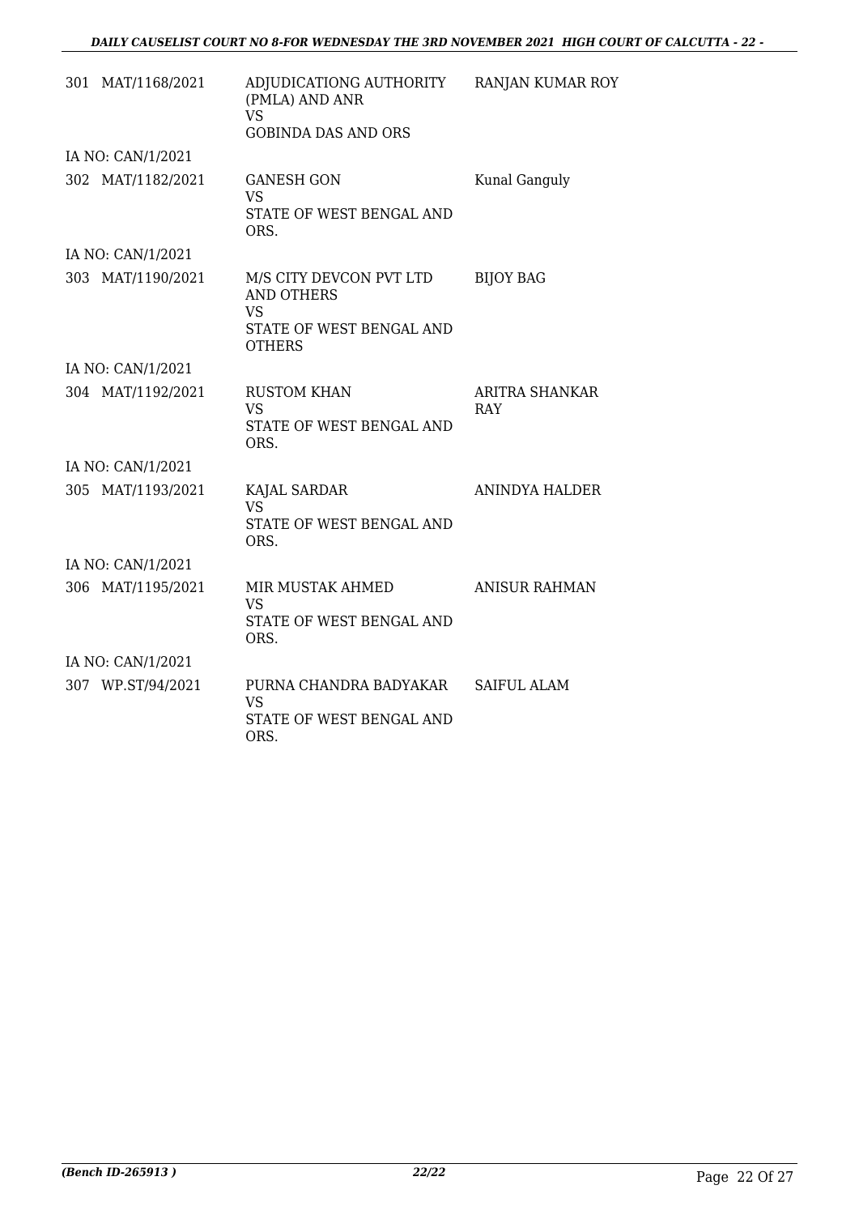| | | |
|---|---|---|
| 301 MAT/1168/2021 | ADJUDICATIONG AUTHORITY (PMLA) AND ANR<br>VS<br>GOBINDA DAS AND ORS | RANJAN KUMAR ROY |
| IA NO: CAN/1/2021 | | |
| 302 MAT/1182/2021 | GANESH GON<br>VS<br>STATE OF WEST BENGAL AND ORS. | Kunal Ganguly |
| IA NO: CAN/1/2021 | | |
| 303 MAT/1190/2021 | M/S CITY DEVCON PVT LTD AND OTHERS<br>VS<br>STATE OF WEST BENGAL AND OTHERS | BIJOY BAG |
| IA NO: CAN/1/2021 | | |
| 304 MAT/1192/2021 | RUSTOM KHAN<br>VS<br>STATE OF WEST BENGAL AND ORS. | ARITRA SHANKAR RAY |
| IA NO: CAN/1/2021 | | |
| 305 MAT/1193/2021 | KAJAL SARDAR<br>VS<br>STATE OF WEST BENGAL AND ORS. | ANINDYA HALDER |
| IA NO: CAN/1/2021 | | |
| 306 MAT/1195/2021 | MIR MUSTAK AHMED<br>VS<br>STATE OF WEST BENGAL AND ORS. | ANISUR RAHMAN |
| IA NO: CAN/1/2021 | | |
| 307 WP.ST/94/2021 | PURNA CHANDRA BADYAKAR<br>VS<br>STATE OF WEST BENGAL AND ORS. | SAIFUL ALAM |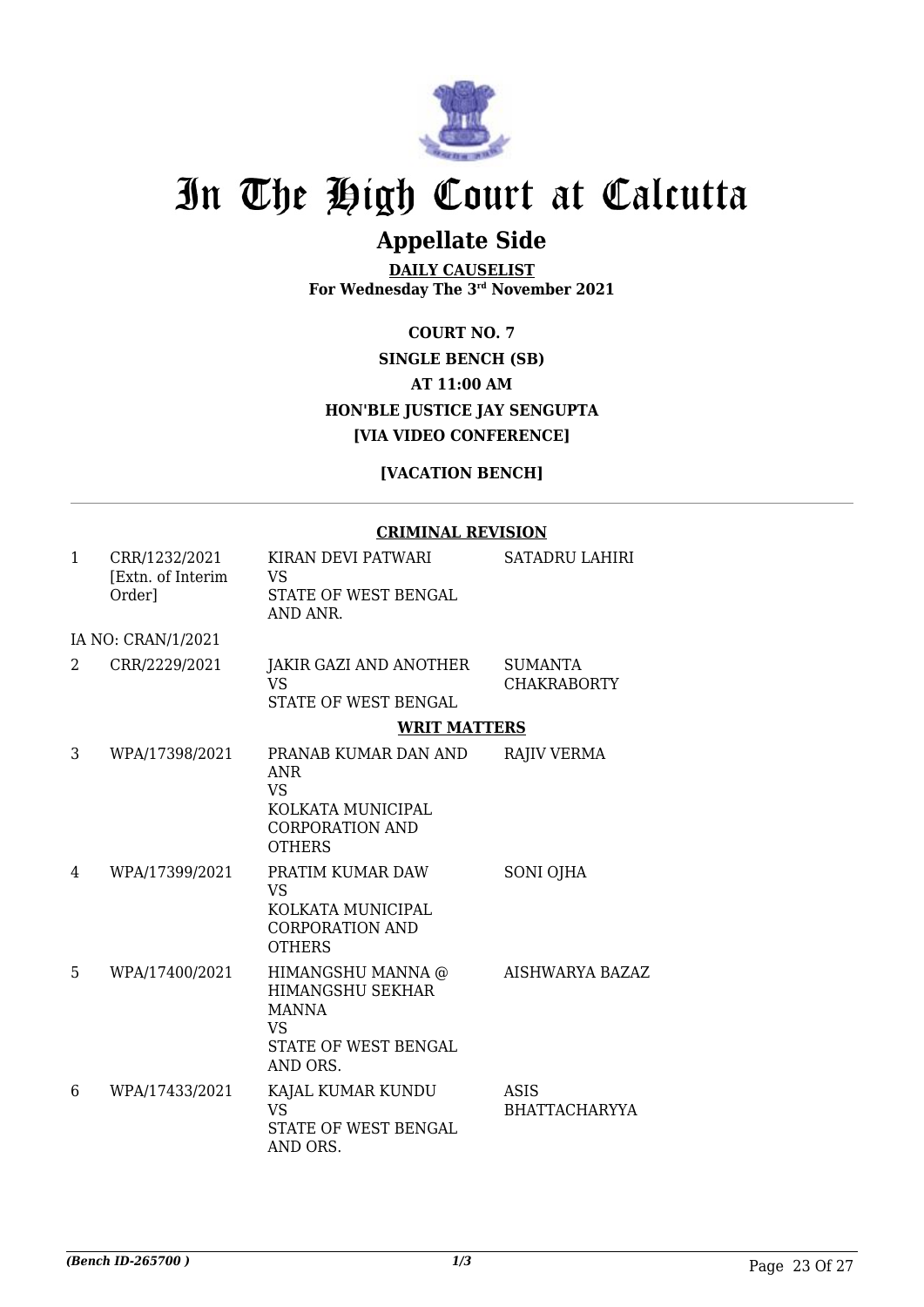# In The High Court at Calcutta

## Appellate Side

**DAILY CAUSELIST**
**For Wednesday The 3rd November 2021**

**COURT NO. 7**
**SINGLE BENCH (SB)**
**AT 11:00 AM**
**HON'BLE JUSTICE JAY SENGUPTA**
**[VIA VIDEO CONFERENCE]**

**[VACATION BENCH]**

### CRIMINAL REVISION

| | | | |
|---|---|---|---|
| 1 | CRR/1232/2021 [Extn. of Interim Order] | KIRAN DEVI PATWARI VS STATE OF WEST BENGAL AND ANR. | SATADRU LAHIRI |
| | IA NO: CRAN/1/2021 | | |
| 2 | CRR/2229/2021 | JAKIR GAZI AND ANOTHER VS STATE OF WEST BENGAL | SUMANTA CHAKRABORTY |

### WRIT MATTERS

| | | | |
|---|---|---|---|
| 3 | WPA/17398/2021 | PRANAB KUMAR DAN AND ANR VS KOLKATA MUNICIPAL CORPORATION AND OTHERS | RAJIV VERMA |
| 4 | WPA/17399/2021 | PRATIM KUMAR DAW VS KOLKATA MUNICIPAL CORPORATION AND OTHERS | SONI OJHA |
| 5 | WPA/17400/2021 | HIMANGSHU MANNA @ HIMANGSHU SEKHAR MANNA VS STATE OF WEST BENGAL AND ORS. | AISHWARYA BAZAZ |
| 6 | WPA/17433/2021 | KAJAL KUMAR KUNDU VS STATE OF WEST BENGAL AND ORS. | ASIS BHATTACHARYYA |

*(Bench ID-265700 )*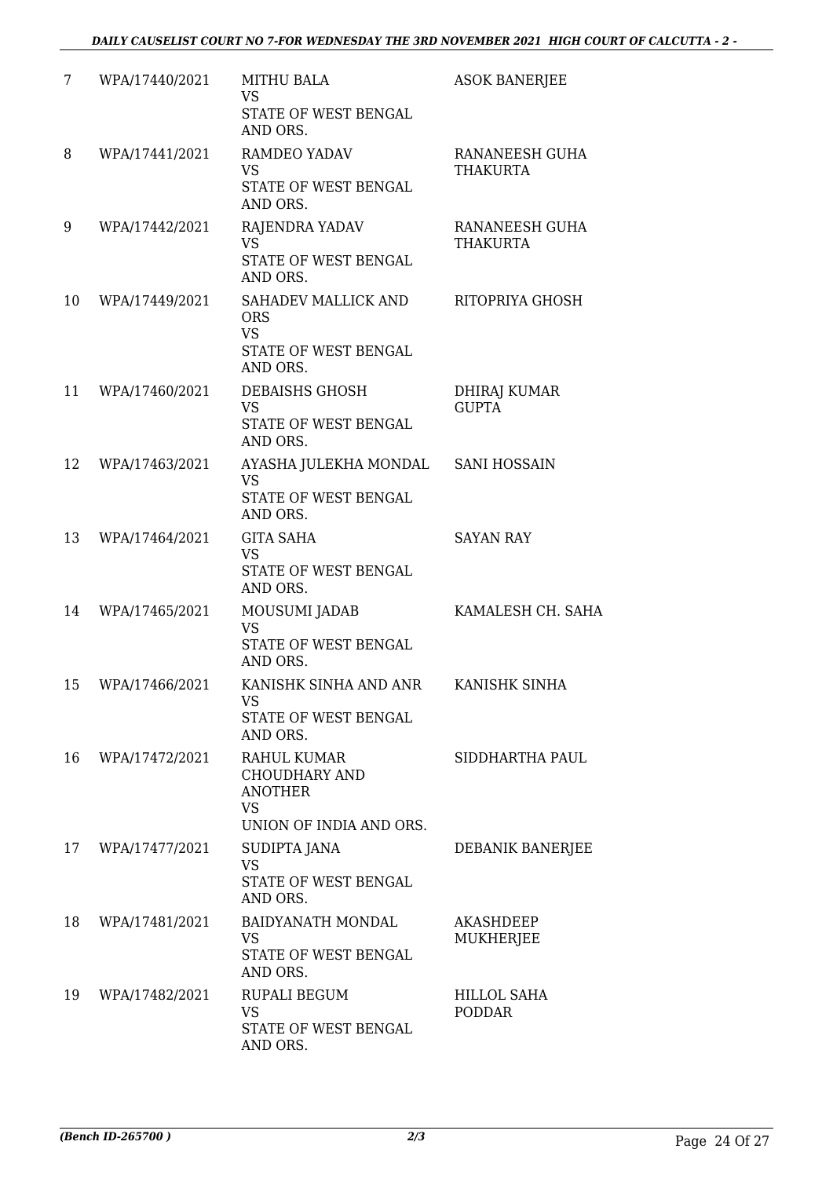| 7 | WPA/17440/2021 | MITHU BALA<br>VS<br>STATE OF WEST BENGAL AND ORS. | ASOK BANERJEE |
|---|---|---|---|
| 8 | WPA/17441/2021 | RAMDEO YADAV<br>VS<br>STATE OF WEST BENGAL AND ORS. | RANANEESH GUHA THAKURTA |
| 9 | WPA/17442/2021 | RAJENDRA YADAV<br>VS<br>STATE OF WEST BENGAL AND ORS. | RANANEESH GUHA THAKURTA |
| 10 | WPA/17449/2021 | SAHADEV MALLICK AND ORS<br>VS<br>STATE OF WEST BENGAL AND ORS. | RITOPRIYA GHOSH |
| 11 | WPA/17460/2021 | DEBAISHS GHOSH<br>VS<br>STATE OF WEST BENGAL AND ORS. | DHIRAJ KUMAR GUPTA |
| 12 | WPA/17463/2021 | AYASHA JULEKHA MONDAL<br>VS<br>STATE OF WEST BENGAL AND ORS. | SANI HOSSAIN |
| 13 | WPA/17464/2021 | GITA SAHA<br>VS<br>STATE OF WEST BENGAL AND ORS. | SAYAN RAY |
| 14 | WPA/17465/2021 | MOUSUMI JADAB<br>VS<br>STATE OF WEST BENGAL AND ORS. | KAMALESH CH. SAHA |
| 15 | WPA/17466/2021 | KANISHK SINHA AND ANR<br>VS<br>STATE OF WEST BENGAL AND ORS. | KANISHK SINHA |
| 16 | WPA/17472/2021 | RAHUL KUMAR CHOUDHARY AND ANOTHER<br>VS<br>UNION OF INDIA AND ORS. | SIDDHARTHA PAUL |
| 17 | WPA/17477/2021 | SUDIPTA JANA<br>VS<br>STATE OF WEST BENGAL AND ORS. | DEBANIK BANERJEE |
| 18 | WPA/17481/2021 | BAIDYANATH MONDAL<br>VS<br>STATE OF WEST BENGAL AND ORS. | AKASHDEEP MUKHERJEE |
| 19 | WPA/17482/2021 | RUPALI BEGUM<br>VS<br>STATE OF WEST BENGAL AND ORS. | HILLOL SAHA PODDAR |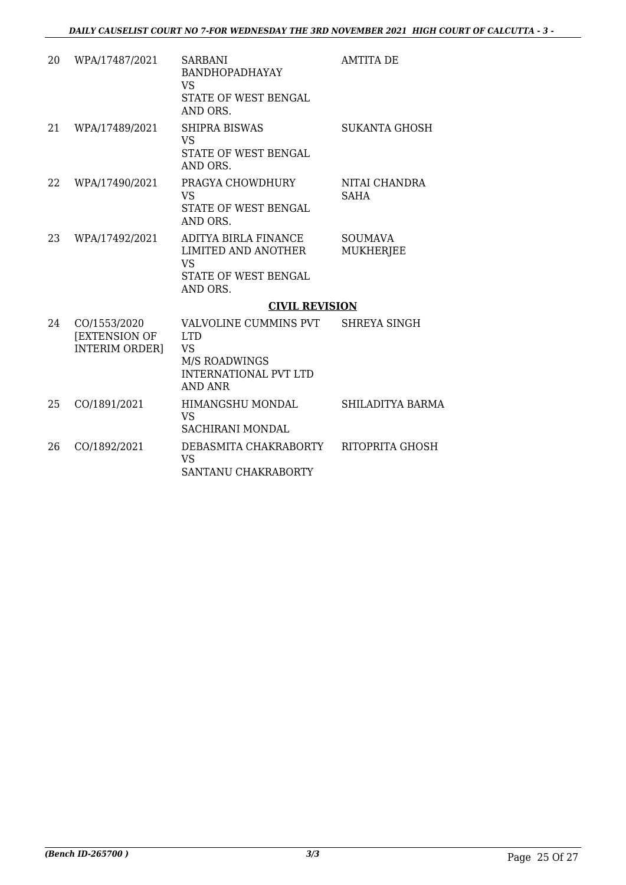| | | | |
|---|---|---|---|
| 20 | WPA/17487/2021 | SARBANI BANDHOPADHAYAY VS STATE OF WEST BENGAL AND ORS. | AMTITA DE |
| 21 | WPA/17489/2021 | SHIPRA BISWAS VS STATE OF WEST BENGAL AND ORS. | SUKANTA GHOSH |
| 22 | WPA/17490/2021 | PRAGYA CHOWDHURY VS STATE OF WEST BENGAL AND ORS. | NITAI CHANDRA SAHA |
| 23 | WPA/17492/2021 | ADITYA BIRLA FINANCE LIMITED AND ANOTHER VS STATE OF WEST BENGAL AND ORS. | SOUMAVA MUKHERJEE |

## CIVIL REVISION

| | | | |
|---|---|---|---|
| 24 | CO/1553/2020 [EXTENSION OF INTERIM ORDER] | VALVOLINE CUMMINS PVT LTD VS M/S ROADWINGS INTERNATIONAL PVT LTD AND ANR | SHREYA SINGH |
| 25 | CO/1891/2021 | HIMANGSHU MONDAL VS SACHIRANI MONDAL | SHILADITYA BARMA |
| 26 | CO/1892/2021 | DEBASMITA CHAKRABORTY VS SANTANU CHAKRABORTY | RITOPRITA GHOSH |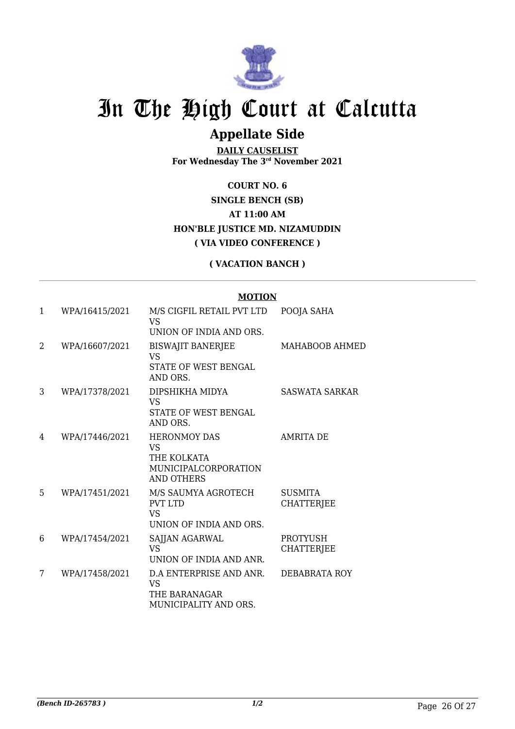# In The High Court at Calcutta

## Appellate Side

**DAILY CAUSELIST**
**For Wednesday The 3rd November 2021**

**COURT NO. 6**
**SINGLE BENCH (SB)**
**AT 11:00 AM**
**HON'BLE JUSTICE MD. NIZAMUDDIN**
**( VIA VIDEO CONFERENCE )**

**( VACATION BANCH )**

**MOTION**

| | | | |
|---|---|---|---|
| 1 | WPA/16415/2021 | M/S CIGFIL RETAIL PVT LTD<br>VS<br>UNION OF INDIA AND ORS. | POOJA SAHA |
| 2 | WPA/16607/2021 | BISWAJIT BANERJEE<br>VS<br>STATE OF WEST BENGAL AND ORS. | MAHABOOB AHMED |
| 3 | WPA/17378/2021 | DIPSHIKHA MIDYA<br>VS<br>STATE OF WEST BENGAL AND ORS. | SASWATA SARKAR |
| 4 | WPA/17446/2021 | HERONMOY DAS<br>VS<br>THE KOLKATA MUNICIPALCORPORATION AND OTHERS | AMRITA DE |
| 5 | WPA/17451/2021 | M/S SAUMYA AGROTECH PVT LTD<br>VS<br>UNION OF INDIA AND ORS. | SUSMITA CHATTERJEE |
| 6 | WPA/17454/2021 | SAJJAN AGARWAL<br>VS<br>UNION OF INDIA AND ANR. | PROTYUSH CHATTERJEE |
| 7 | WPA/17458/2021 | D.A ENTERPRISE AND ANR.<br>VS<br>THE BARANAGAR MUNICIPALITY AND ORS. | DEBABRATA ROY |

*(Bench ID-265783 )*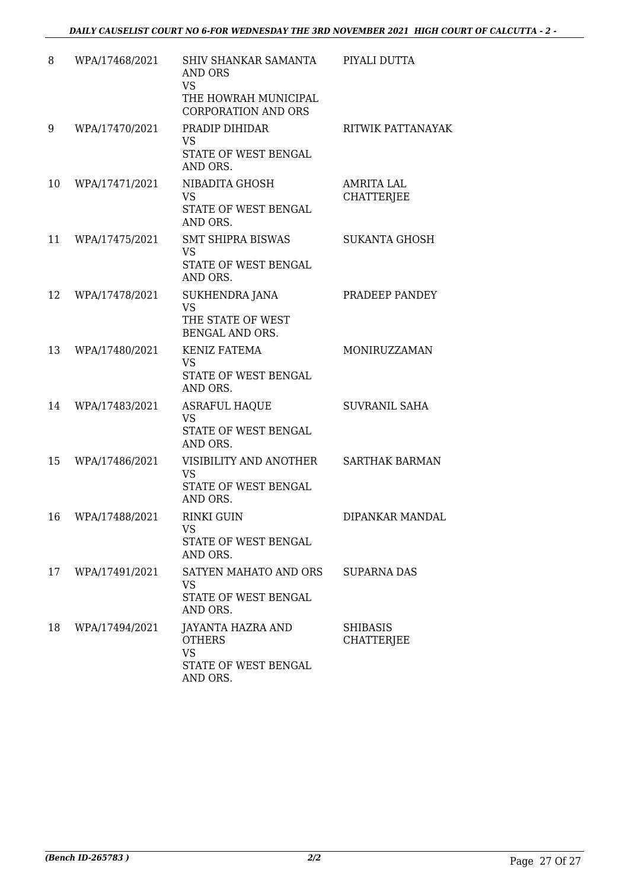| | | | |
|---|---|---|---|
| 8 | WPA/17468/2021 | SHIV SHANKAR SAMANTA AND ORS<br>VS<br>THE HOWRAH MUNICIPAL CORPORATION AND ORS | PIYALI DUTTA |
| 9 | WPA/17470/2021 | PRADIP DIHIDAR<br>VS<br>STATE OF WEST BENGAL AND ORS. | RITWIK PATTANAYAK |
| 10 | WPA/17471/2021 | NIBADITA GHOSH<br>VS<br>STATE OF WEST BENGAL AND ORS. | AMRITA LAL CHATTERJEE |
| 11 | WPA/17475/2021 | SMT SHIPRA BISWAS<br>VS<br>STATE OF WEST BENGAL AND ORS. | SUKANTA GHOSH |
| 12 | WPA/17478/2021 | SUKHENDRA JANA<br>VS<br>THE STATE OF WEST BENGAL AND ORS. | PRADEEP PANDEY |
| 13 | WPA/17480/2021 | KENIZ FATEMA<br>VS<br>STATE OF WEST BENGAL AND ORS. | MONIRUZZAMAN |
| 14 | WPA/17483/2021 | ASRAFUL HAQUE<br>VS<br>STATE OF WEST BENGAL AND ORS. | SUVRANIL SAHA |
| 15 | WPA/17486/2021 | VISIBILITY AND ANOTHER<br>VS<br>STATE OF WEST BENGAL AND ORS. | SARTHAK BARMAN |
| 16 | WPA/17488/2021 | RINKI GUIN<br>VS<br>STATE OF WEST BENGAL AND ORS. | DIPANKAR MANDAL |
| 17 | WPA/17491/2021 | SATYEN MAHATO AND ORS<br>VS<br>STATE OF WEST BENGAL AND ORS. | SUPARNA DAS |
| 18 | WPA/17494/2021 | JAYANTA HAZRA AND OTHERS<br>VS<br>STATE OF WEST BENGAL AND ORS. | SHIBASIS CHATTERJEE |